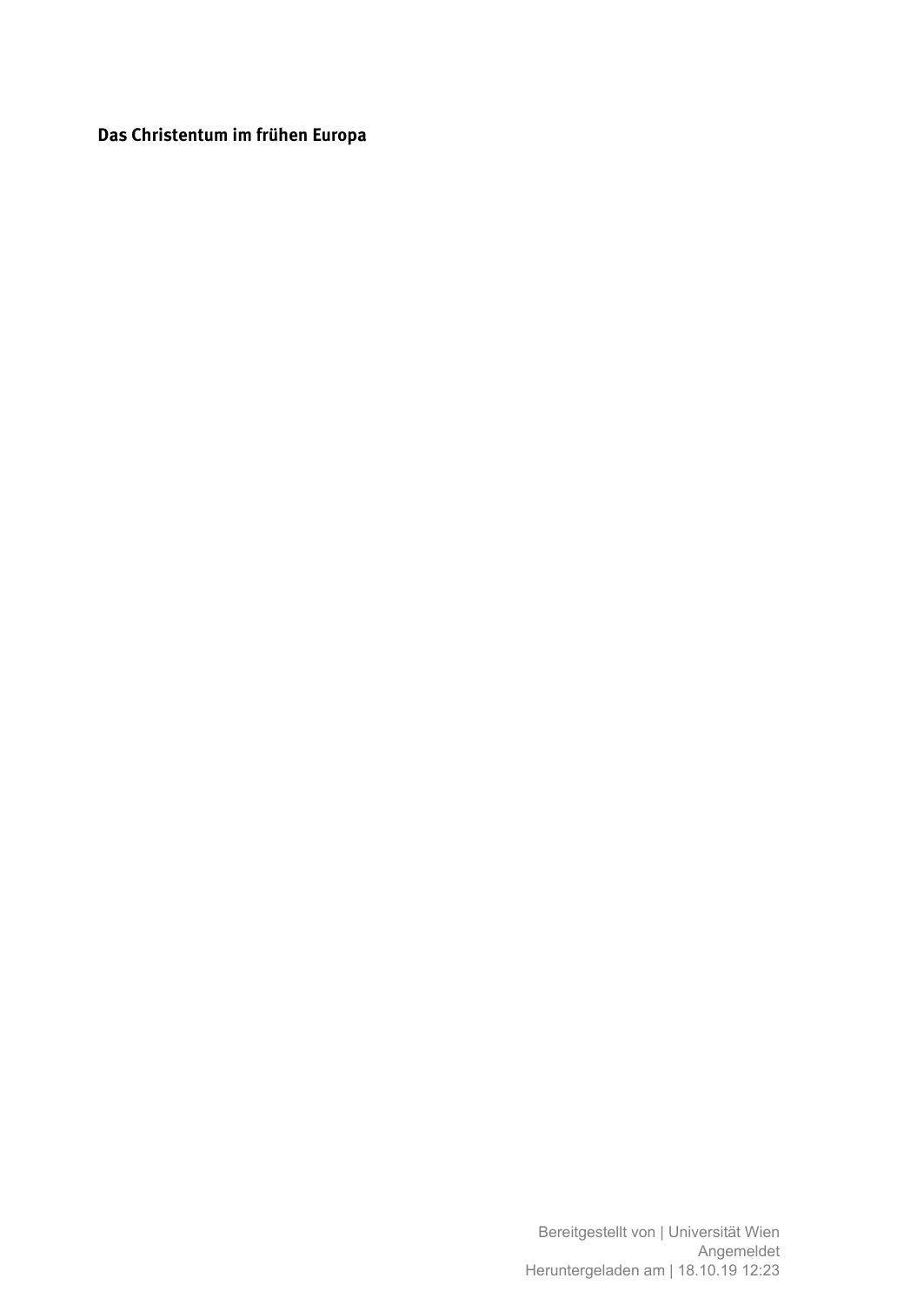**Das Christentum im frühen Europa**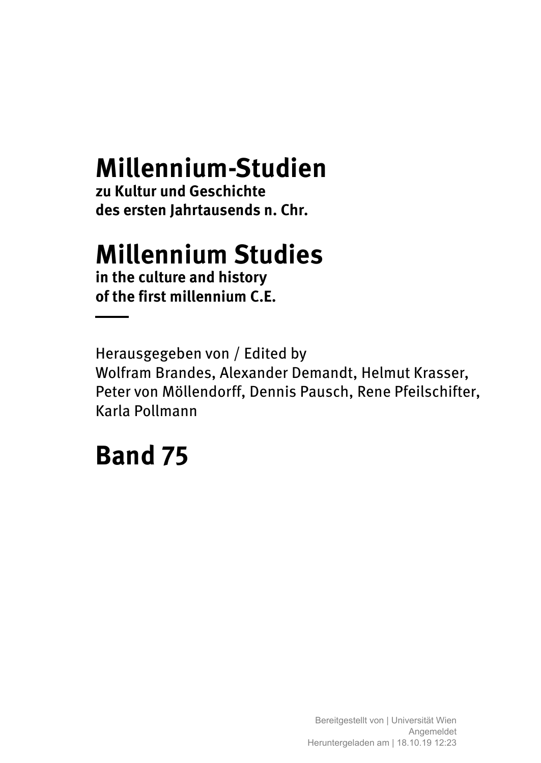# Millennium-Studien

**zu Kultur und Geschichte des ersten Jahrtausends n. Chr.**

# Millennium Studies

**in the culture and history of the first millennium C.E.**

Herausgegeben von / Edited by
Wolfram Brandes, Alexander Demandt, Helmut Krasser, Peter von Möllendorff, Dennis Pausch, Rene Pfeilschifter, Karla Pollmann

# Band 75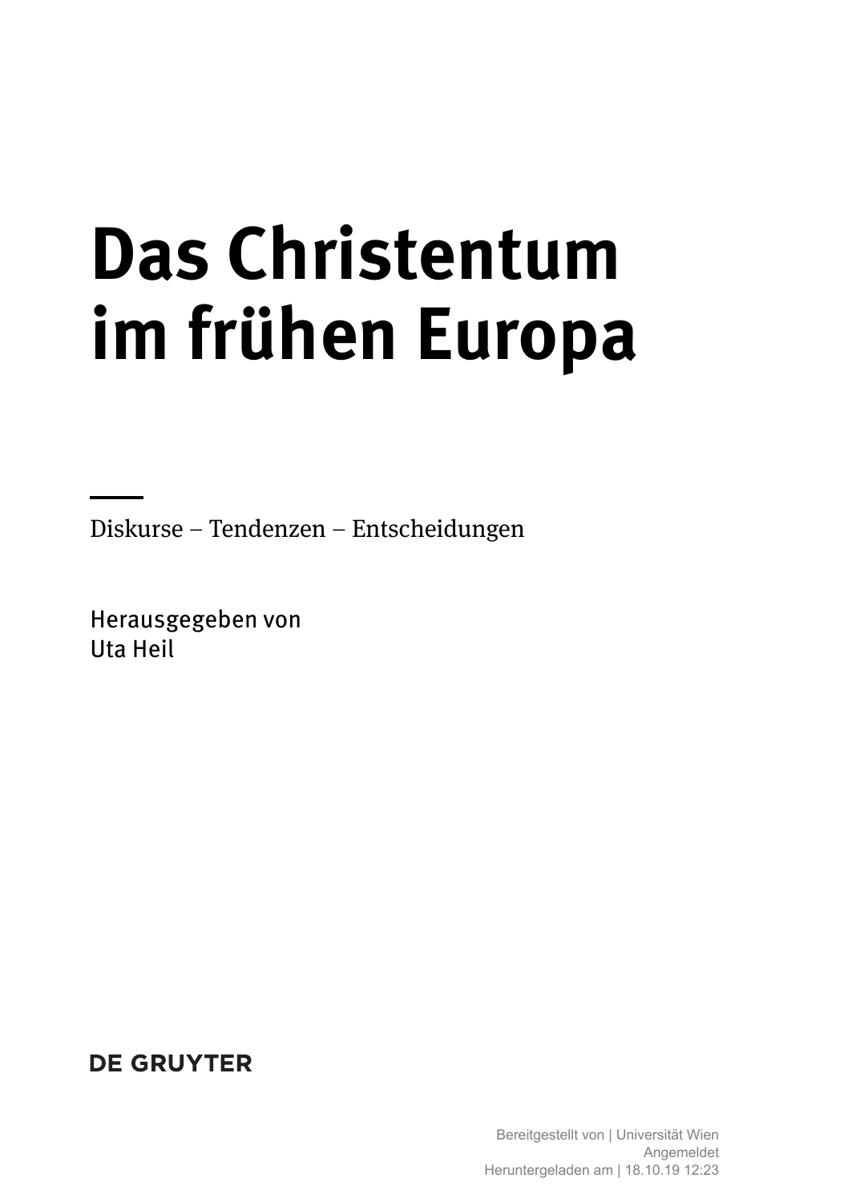# Das Christentum im frühen Europa

Diskurse – Tendenzen – Entscheidungen

Herausgegeben von
Uta Heil

DE GRUYTER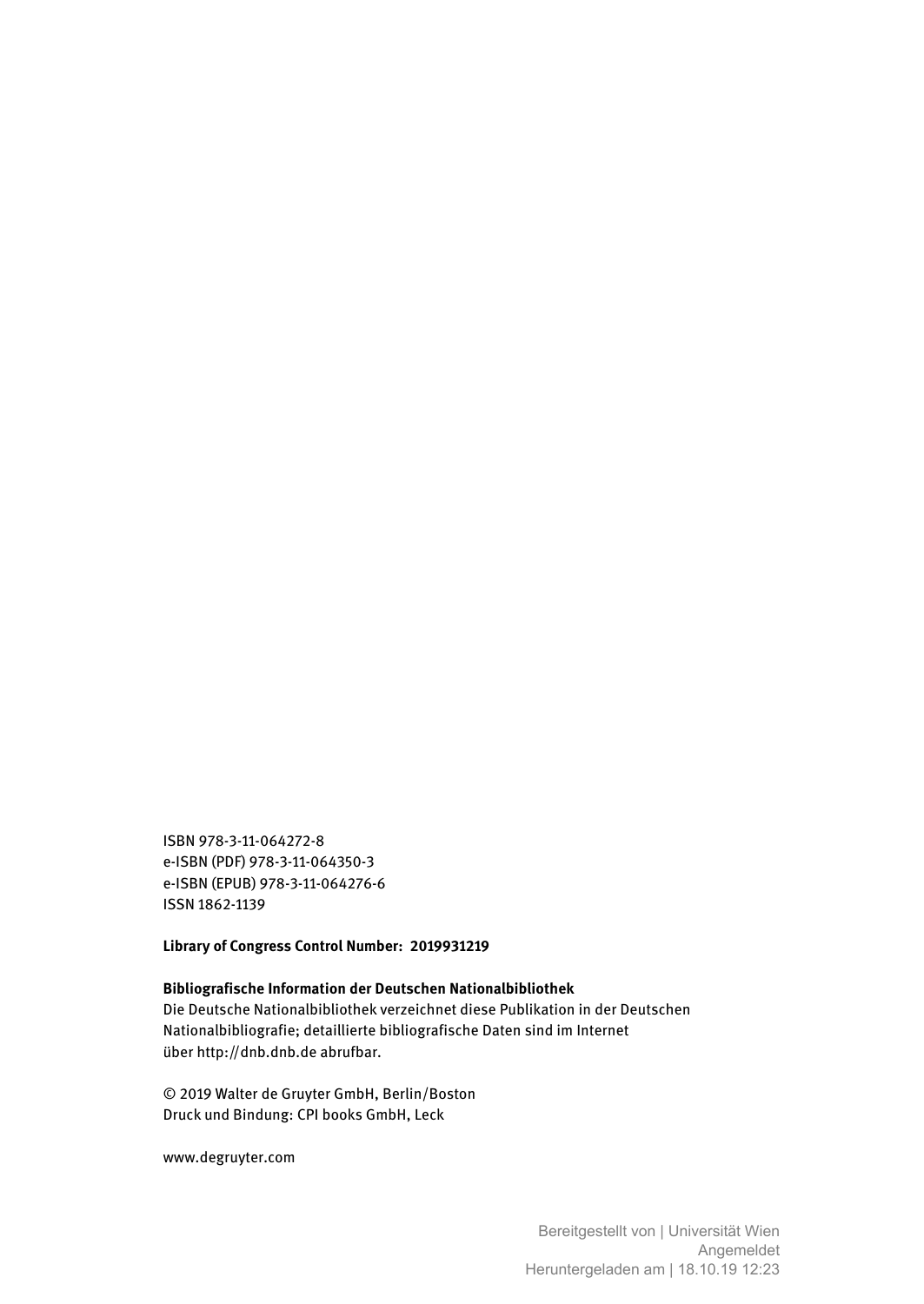ISBN 978-3-11-064272-8
e-ISBN (PDF) 978-3-11-064350-3
e-ISBN (EPUB) 978-3-11-064276-6
ISSN 1862-1139

**Library of Congress Control Number: 2019931219**

**Bibliografische Information der Deutschen Nationalbibliothek**
Die Deutsche Nationalbibliothek verzeichnet diese Publikation in der Deutschen Nationalbibliografie; detaillierte bibliografische Daten sind im Internet über http://dnb.dnb.de abrufbar.

© 2019 Walter de Gruyter GmbH, Berlin/Boston
Druck und Bindung: CPI books GmbH, Leck

www.degruyter.com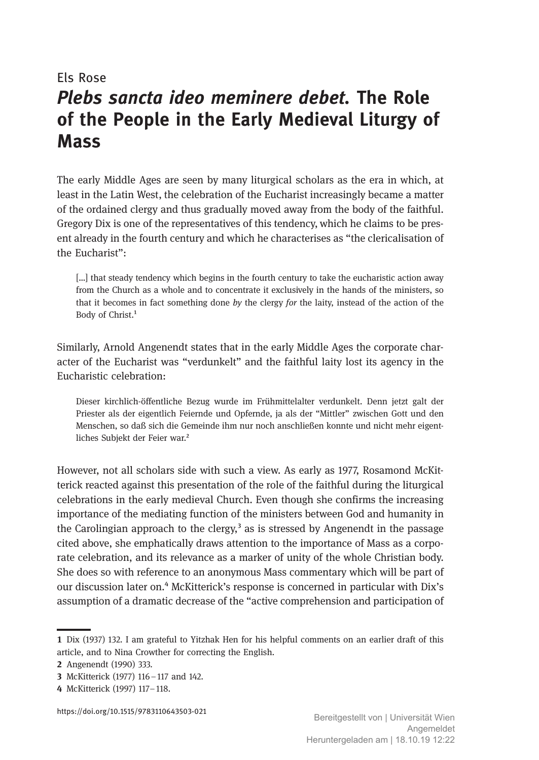Els Rose

# *Plebs sancta ideo meminere debet.* The Role of the People in the Early Medieval Liturgy of Mass

The early Middle Ages are seen by many liturgical scholars as the era in which, at least in the Latin West, the celebration of the Eucharist increasingly became a matter of the ordained clergy and thus gradually moved away from the body of the faithful. Gregory Dix is one of the representatives of this tendency, which he claims to be present already in the fourth century and which he characterises as "the clericalisation of the Eucharist":

> [...] that steady tendency which begins in the fourth century to take the eucharistic action away from the Church as a whole and to concentrate it exclusively in the hands of the ministers, so that it becomes in fact something done *by* the clergy *for* the laity, instead of the action of the Body of Christ.[1]

Similarly, Arnold Angenendt states that in the early Middle Ages the corporate character of the Eucharist was "verdunkelt" and the faithful laity lost its agency in the Eucharistic celebration:

> Dieser kirchlich-öffentliche Bezug wurde im Frühmittelalter verdunkelt. Denn jetzt galt der Priester als der eigentlich Feiernde und Opfernde, ja als der "Mittler" zwischen Gott und den Menschen, so daß sich die Gemeinde ihm nur noch anschließen konnte und nicht mehr eigentliches Subjekt der Feier war.[2]

However, not all scholars side with such a view. As early as 1977, Rosamond McKitterick reacted against this presentation of the role of the faithful during the liturgical celebrations in the early medieval Church. Even though she confirms the increasing importance of the mediating function of the ministers between God and humanity in the Carolingian approach to the clergy,[3] as is stressed by Angenendt in the passage cited above, she emphatically draws attention to the importance of Mass as a corporate celebration, and its relevance as a marker of unity of the whole Christian body. She does so with reference to an anonymous Mass commentary which will be part of our discussion later on.[4] McKitterick's response is concerned in particular with Dix's assumption of a dramatic decrease of the "active comprehension and participation of

---

**1** Dix (1937) 132. I am grateful to Yitzhak Hen for his helpful comments on an earlier draft of this article, and to Nina Crowther for correcting the English.

**2** Angenendt (1990) 333.

**3** McKitterick (1977) 116–117 and 142.

**4** McKitterick (1997) 117–118.

https://doi.org/10.1515/9783110643503-021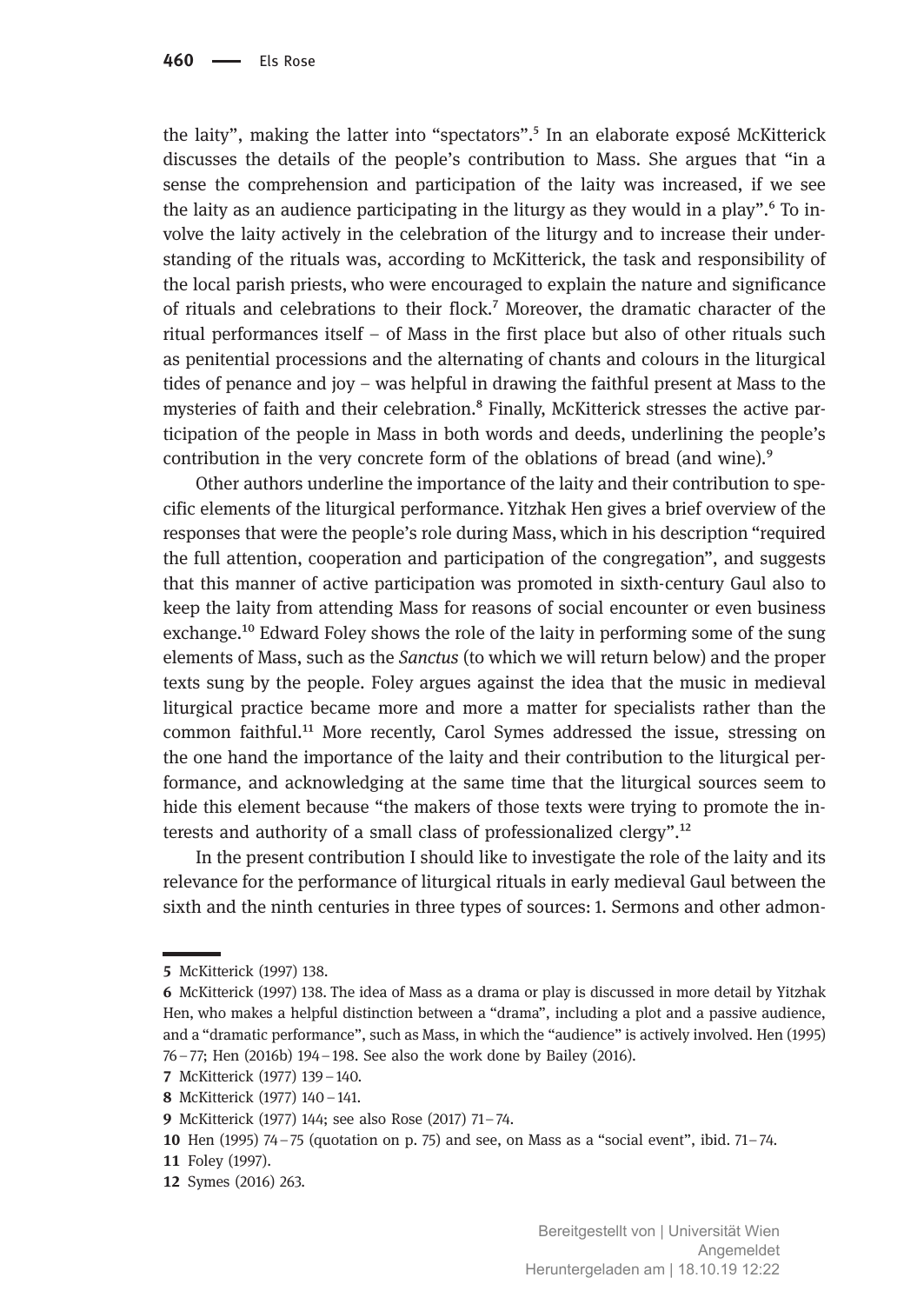the laity", making the latter into "spectators".[5] In an elaborate exposé McKitterick discusses the details of the people's contribution to Mass. She argues that "in a sense the comprehension and participation of the laity was increased, if we see the laity as an audience participating in the liturgy as they would in a play".[6] To involve the laity actively in the celebration of the liturgy and to increase their understanding of the rituals was, according to McKitterick, the task and responsibility of the local parish priests, who were encouraged to explain the nature and significance of rituals and celebrations to their flock.[7] Moreover, the dramatic character of the ritual performances itself – of Mass in the first place but also of other rituals such as penitential processions and the alternating of chants and colours in the liturgical tides of penance and joy – was helpful in drawing the faithful present at Mass to the mysteries of faith and their celebration.[8] Finally, McKitterick stresses the active participation of the people in Mass in both words and deeds, underlining the people's contribution in the very concrete form of the oblations of bread (and wine).[9]

Other authors underline the importance of the laity and their contribution to specific elements of the liturgical performance. Yitzhak Hen gives a brief overview of the responses that were the people's role during Mass, which in his description "required the full attention, cooperation and participation of the congregation", and suggests that this manner of active participation was promoted in sixth-century Gaul also to keep the laity from attending Mass for reasons of social encounter or even business exchange.[10] Edward Foley shows the role of the laity in performing some of the sung elements of Mass, such as the *Sanctus* (to which we will return below) and the proper texts sung by the people. Foley argues against the idea that the music in medieval liturgical practice became more and more a matter for specialists rather than the common faithful.[11] More recently, Carol Symes addressed the issue, stressing on the one hand the importance of the laity and their contribution to the liturgical performance, and acknowledging at the same time that the liturgical sources seem to hide this element because "the makers of those texts were trying to promote the interests and authority of a small class of professionalized clergy".[12]

In the present contribution I should like to investigate the role of the laity and its relevance for the performance of liturgical rituals in early medieval Gaul between the sixth and the ninth centuries in three types of sources: 1. Sermons and other admon-

---

5 McKitterick (1997) 138.

6 McKitterick (1997) 138. The idea of Mass as a drama or play is discussed in more detail by Yitzhak Hen, who makes a helpful distinction between a "drama", including a plot and a passive audience, and a "dramatic performance", such as Mass, in which the "audience" is actively involved. Hen (1995) 76–77; Hen (2016b) 194–198. See also the work done by Bailey (2016).

7 McKitterick (1977) 139–140.

8 McKitterick (1977) 140–141.

9 McKitterick (1977) 144; see also Rose (2017) 71–74.

10 Hen (1995) 74–75 (quotation on p. 75) and see, on Mass as a "social event", ibid. 71–74.

11 Foley (1997).

12 Symes (2016) 263.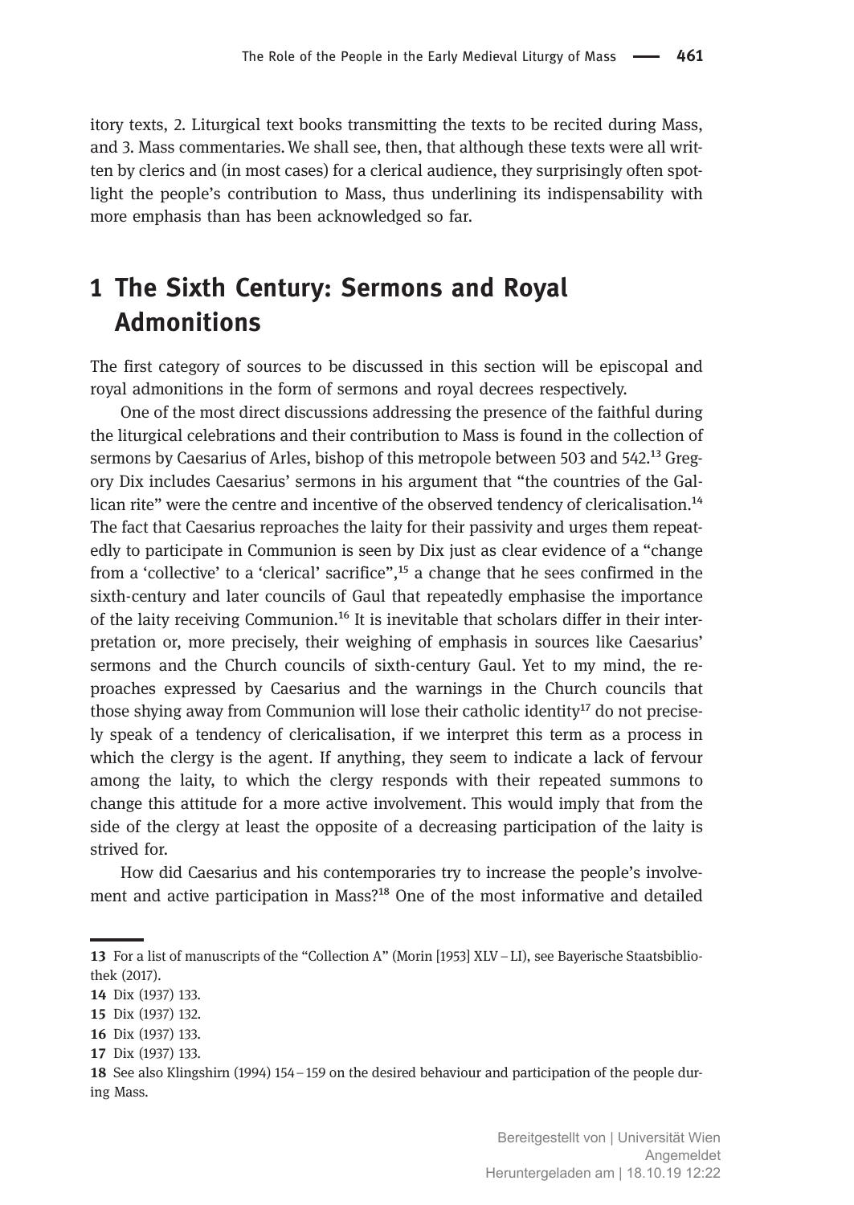itory texts, 2. Liturgical text books transmitting the texts to be recited during Mass, and 3. Mass commentaries. We shall see, then, that although these texts were all written by clerics and (in most cases) for a clerical audience, they surprisingly often spotlight the people's contribution to Mass, thus underlining its indispensability with more emphasis than has been acknowledged so far.

## 1 The Sixth Century: Sermons and Royal Admonitions

The first category of sources to be discussed in this section will be episcopal and royal admonitions in the form of sermons and royal decrees respectively.

One of the most direct discussions addressing the presence of the faithful during the liturgical celebrations and their contribution to Mass is found in the collection of sermons by Caesarius of Arles, bishop of this metropole between 503 and 542.[13] Gregory Dix includes Caesarius' sermons in his argument that "the countries of the Gallican rite" were the centre and incentive of the observed tendency of clericalisation.[14] The fact that Caesarius reproaches the laity for their passivity and urges them repeatedly to participate in Communion is seen by Dix just as clear evidence of a "change from a 'collective' to a 'clerical' sacrifice",[15] a change that he sees confirmed in the sixth-century and later councils of Gaul that repeatedly emphasise the importance of the laity receiving Communion.[16] It is inevitable that scholars differ in their interpretation or, more precisely, their weighing of emphasis in sources like Caesarius' sermons and the Church councils of sixth-century Gaul. Yet to my mind, the reproaches expressed by Caesarius and the warnings in the Church councils that those shying away from Communion will lose their catholic identity[17] do not precisely speak of a tendency of clericalisation, if we interpret this term as a process in which the clergy is the agent. If anything, they seem to indicate a lack of fervour among the laity, to which the clergy responds with their repeated summons to change this attitude for a more active involvement. This would imply that from the side of the clergy at least the opposite of a decreasing participation of the laity is strived for.

How did Caesarius and his contemporaries try to increase the people's involvement and active participation in Mass?[18] One of the most informative and detailed

---

13 For a list of manuscripts of the "Collection A" (Morin [1953] XLV – LI), see Bayerische Staatsbibliothek (2017).

14 Dix (1937) 133.

15 Dix (1937) 132.

16 Dix (1937) 133.

17 Dix (1937) 133.

18 See also Klingshirn (1994) 154 – 159 on the desired behaviour and participation of the people during Mass.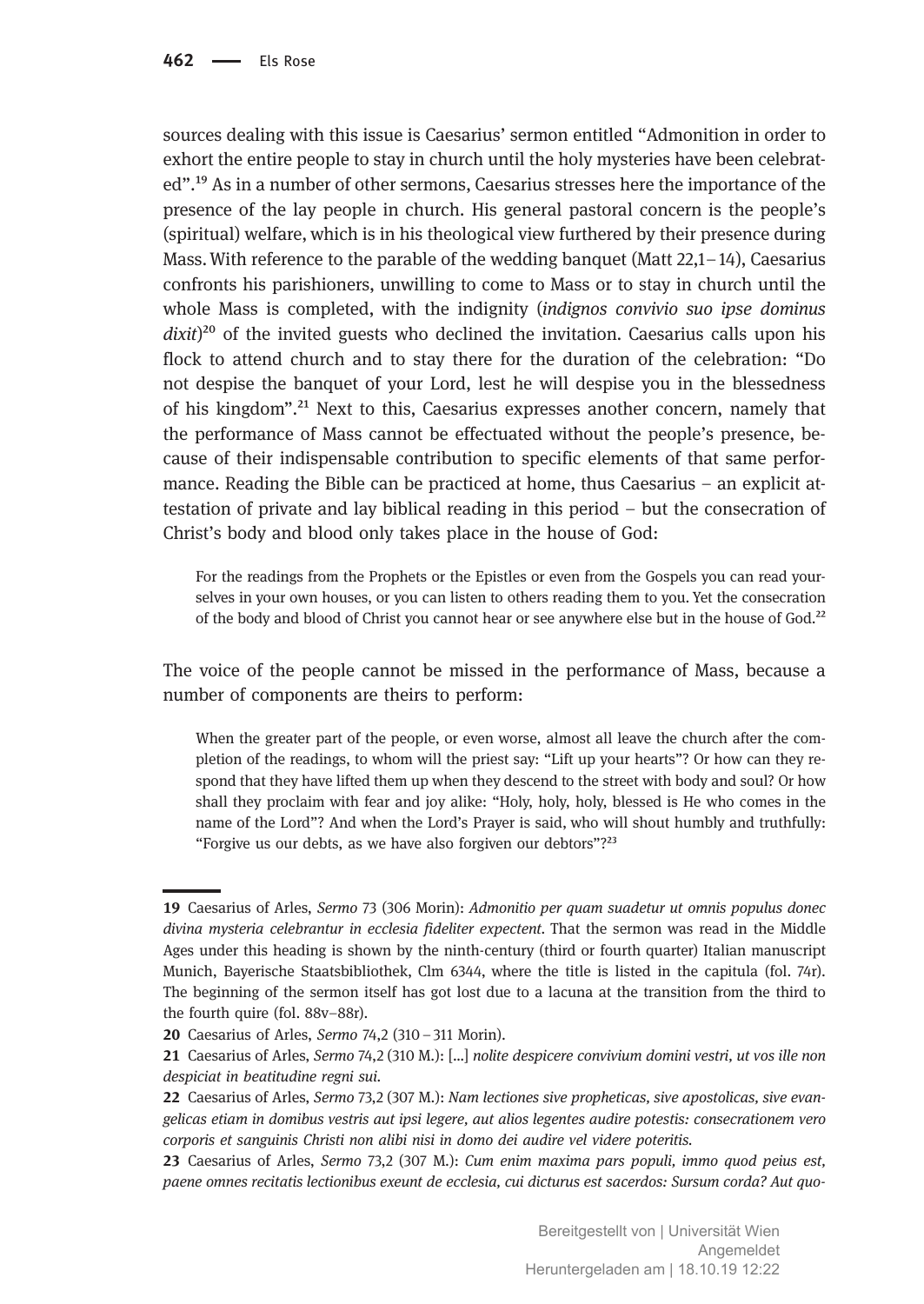sources dealing with this issue is Caesarius' sermon entitled "Admonition in order to exhort the entire people to stay in church until the holy mysteries have been celebrated".[19] As in a number of other sermons, Caesarius stresses here the importance of the presence of the lay people in church. His general pastoral concern is the people's (spiritual) welfare, which is in his theological view furthered by their presence during Mass. With reference to the parable of the wedding banquet (Matt 22,1–14), Caesarius confronts his parishioners, unwilling to come to Mass or to stay in church until the whole Mass is completed, with the indignity (*indignos convivio suo ipse dominus dixit*)[20] of the invited guests who declined the invitation. Caesarius calls upon his flock to attend church and to stay there for the duration of the celebration: "Do not despise the banquet of your Lord, lest he will despise you in the blessedness of his kingdom".[21] Next to this, Caesarius expresses another concern, namely that the performance of Mass cannot be effectuated without the people's presence, because of their indispensable contribution to specific elements of that same performance. Reading the Bible can be practiced at home, thus Caesarius – an explicit attestation of private and lay biblical reading in this period – but the consecration of Christ's body and blood only takes place in the house of God:

> For the readings from the Prophets or the Epistles or even from the Gospels you can read yourselves in your own houses, or you can listen to others reading them to you. Yet the consecration of the body and blood of Christ you cannot hear or see anywhere else but in the house of God.[22]

The voice of the people cannot be missed in the performance of Mass, because a number of components are theirs to perform:

> When the greater part of the people, or even worse, almost all leave the church after the completion of the readings, to whom will the priest say: "Lift up your hearts"? Or how can they respond that they have lifted them up when they descend to the street with body and soul? Or how shall they proclaim with fear and joy alike: "Holy, holy, holy, blessed is He who comes in the name of the Lord"? And when the Lord's Prayer is said, who will shout humbly and truthfully: "Forgive us our debts, as we have also forgiven our debtors"?[23]

---

19 Caesarius of Arles, *Sermo* 73 (306 Morin): *Admonitio per quam suadetur ut omnis populus donec divina mysteria celebrantur in ecclesia fideliter expectent*. That the sermon was read in the Middle Ages under this heading is shown by the ninth-century (third or fourth quarter) Italian manuscript Munich, Bayerische Staatsbibliothek, Clm 6344, where the title is listed in the capitula (fol. 74r). The beginning of the sermon itself has got lost due to a lacuna at the transition from the third to the fourth quire (fol. 88v–88r).

20 Caesarius of Arles, *Sermo* 74,2 (310–311 Morin).

21 Caesarius of Arles, *Sermo* 74,2 (310 M.): [...] *nolite despicere convivium domini vestri, ut vos ille non despiciat in beatitudine regni sui*.

22 Caesarius of Arles, *Sermo* 73,2 (307 M.): *Nam lectiones sive propheticas, sive apostolicas, sive evangelicas etiam in domibus vestris aut ipsi legere, aut alios legentes audire potestis: consecrationem vero corporis et sanguinis Christi non alibi nisi in domo dei audire vel videre poteritis*.

23 Caesarius of Arles, *Sermo* 73,2 (307 M.): *Cum enim maxima pars populi, immo quod peius est, paene omnes recitatis lectionibus exeunt de ecclesia, cui dicturus est sacerdos: Sursum corda? Aut quo-*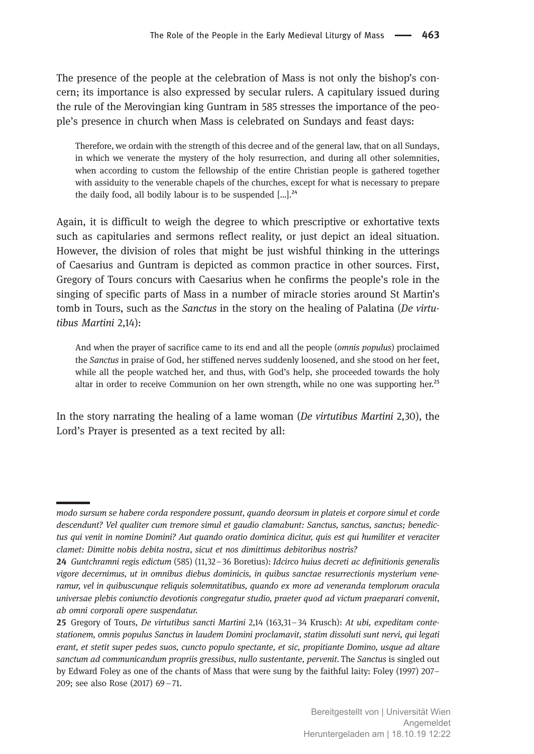The presence of the people at the celebration of Mass is not only the bishop's concern; its importance is also expressed by secular rulers. A capitulary issued during the rule of the Merovingian king Guntram in 585 stresses the importance of the people's presence in church when Mass is celebrated on Sundays and feast days:

> Therefore, we ordain with the strength of this decree and of the general law, that on all Sundays, in which we venerate the mystery of the holy resurrection, and during all other solemnities, when according to custom the fellowship of the entire Christian people is gathered together with assiduity to the venerable chapels of the churches, except for what is necessary to prepare the daily food, all bodily labour is to be suspended [...].[24]

Again, it is difficult to weigh the degree to which prescriptive or exhortative texts such as capitularies and sermons reflect reality, or just depict an ideal situation. However, the division of roles that might be just wishful thinking in the utterings of Caesarius and Guntram is depicted as common practice in other sources. First, Gregory of Tours concurs with Caesarius when he confirms the people's role in the singing of specific parts of Mass in a number of miracle stories around St Martin's tomb in Tours, such as the *Sanctus* in the story on the healing of Palatina (*De virtutibus Martini* 2,14):

> And when the prayer of sacrifice came to its end and all the people (*omnis populus*) proclaimed the *Sanctus* in praise of God, her stiffened nerves suddenly loosened, and she stood on her feet, while all the people watched her, and thus, with God's help, she proceeded towards the holy altar in order to receive Communion on her own strength, while no one was supporting her.[25]

In the story narrating the healing of a lame woman (*De virtutibus Martini* 2,30), the Lord's Prayer is presented as a text recited by all:

---

*modo sursum se habere corda respondere possunt, quando deorsum in plateis et corpore simul et corde descendunt? Vel qualiter cum tremore simul et gaudio clamabunt: Sanctus, sanctus, sanctus; benedictus qui venit in nomine Domini? Aut quando oratio dominica dicitur, quis est qui humiliter et veraciter clamet: Dimitte nobis debita nostra, sicut et nos dimittimus debitoribus nostris?*

**24** *Guntchramni regis edictum* (585) (11,32–36 Boretius): *Idcirco huius decreti ac definitionis generalis vigore decernimus, ut in omnibus diebus dominicis, in quibus sanctae resurrectionis mysterium veneramur, vel in quibuscunque reliquis solemnitatibus, quando ex more ad veneranda templorum oracula universae plebis coniunctio devotionis congregatur studio, praeter quod ad victum praeparari convenit, ab omni corporali opere suspendatur.*

**25** Gregory of Tours, *De virtutibus sancti Martini* 2,14 (163,31–34 Krusch): *At ubi, expeditam contestationem, omnis populus Sanctus in laudem Domini proclamavit, statim dissoluti sunt nervi, qui legati erant, et stetit super pedes suos, cuncto populo spectante, et sic, propitiante Domino, usque ad altare sanctum ad communicandum propriis gressibus, nullo sustentante, pervenit.* The *Sanctus* is singled out by Edward Foley as one of the chants of Mass that were sung by the faithful laity: Foley (1997) 207–209; see also Rose (2017) 69–71.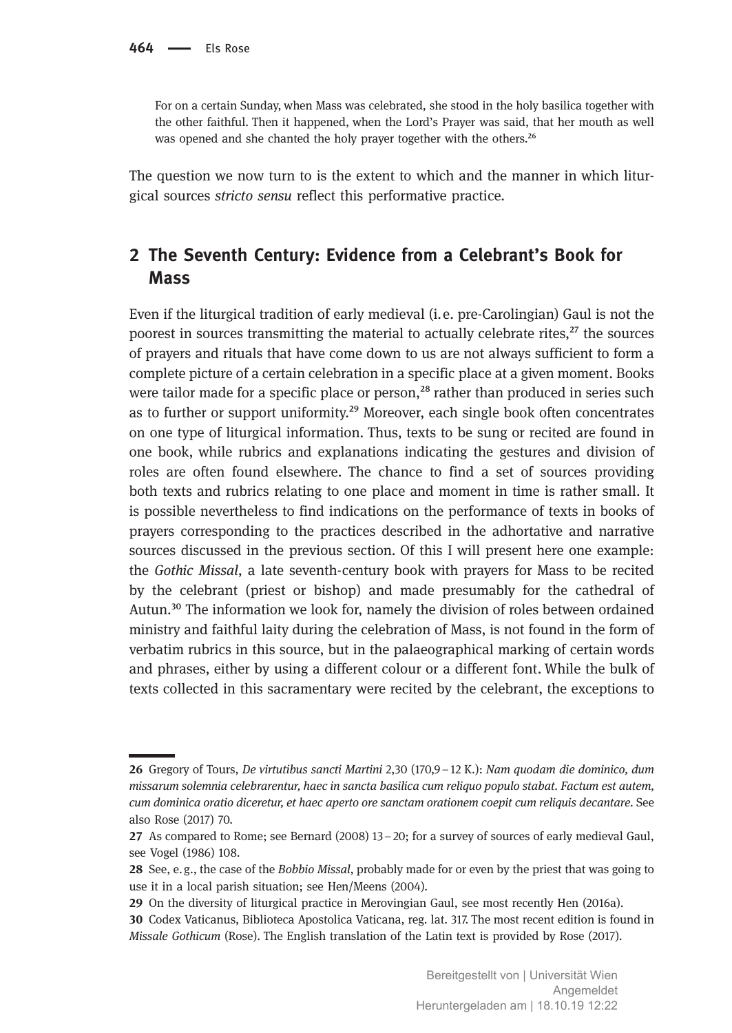> For on a certain Sunday, when Mass was celebrated, she stood in the holy basilica together with the other faithful. Then it happened, when the Lord's Prayer was said, that her mouth as well was opened and she chanted the holy prayer together with the others.[26]

The question we now turn to is the extent to which and the manner in which liturgical sources *stricto sensu* reflect this performative practice.

## 2 The Seventh Century: Evidence from a Celebrant's Book for Mass

Even if the liturgical tradition of early medieval (i.e. pre-Carolingian) Gaul is not the poorest in sources transmitting the material to actually celebrate rites,[27] the sources of prayers and rituals that have come down to us are not always sufficient to form a complete picture of a certain celebration in a specific place at a given moment. Books were tailor made for a specific place or person,[28] rather than produced in series such as to further or support uniformity.[29] Moreover, each single book often concentrates on one type of liturgical information. Thus, texts to be sung or recited are found in one book, while rubrics and explanations indicating the gestures and division of roles are often found elsewhere. The chance to find a set of sources providing both texts and rubrics relating to one place and moment in time is rather small. It is possible nevertheless to find indications on the performance of texts in books of prayers corresponding to the practices described in the adhortative and narrative sources discussed in the previous section. Of this I will present here one example: the *Gothic Missal*, a late seventh-century book with prayers for Mass to be recited by the celebrant (priest or bishop) and made presumably for the cathedral of Autun.[30] The information we look for, namely the division of roles between ordained ministry and faithful laity during the celebration of Mass, is not found in the form of verbatim rubrics in this source, but in the palaeographical marking of certain words and phrases, either by using a different colour or a different font. While the bulk of texts collected in this sacramentary were recited by the celebrant, the exceptions to

---

26 Gregory of Tours, *De virtutibus sancti Martini* 2,30 (170,9 – 12 K.): *Nam quodam die dominico, dum missarum solemnia celebrarentur, haec in sancta basilica cum reliquo populo stabat. Factum est autem, cum dominica oratio diceretur, et haec aperto ore sanctam orationem coepit cum reliquis decantare.* See also Rose (2017) 70.

27 As compared to Rome; see Bernard (2008) 13 – 20; for a survey of sources of early medieval Gaul, see Vogel (1986) 108.

28 See, e.g., the case of the *Bobbio Missal*, probably made for or even by the priest that was going to use it in a local parish situation; see Hen/Meens (2004).

29 On the diversity of liturgical practice in Merovingian Gaul, see most recently Hen (2016a).

30 Codex Vaticanus, Biblioteca Apostolica Vaticana, reg. lat. 317. The most recent edition is found in *Missale Gothicum* (Rose). The English translation of the Latin text is provided by Rose (2017).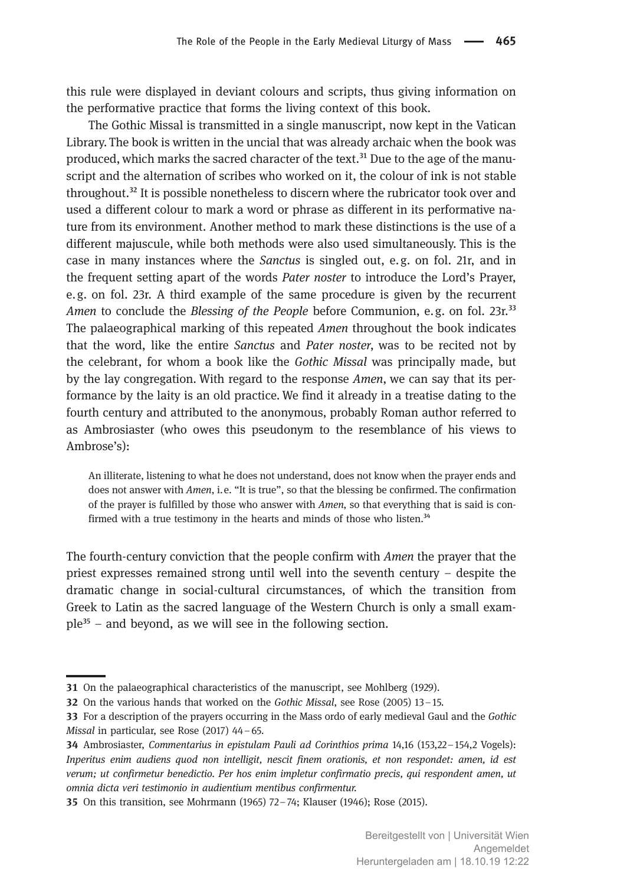this rule were displayed in deviant colours and scripts, thus giving information on the performative practice that forms the living context of this book.

The Gothic Missal is transmitted in a single manuscript, now kept in the Vatican Library. The book is written in the uncial that was already archaic when the book was produced, which marks the sacred character of the text.[31] Due to the age of the manuscript and the alternation of scribes who worked on it, the colour of ink is not stable throughout.[32] It is possible nonetheless to discern where the rubricator took over and used a different colour to mark a word or phrase as different in its performative nature from its environment. Another method to mark these distinctions is the use of a different majuscule, while both methods were also used simultaneously. This is the case in many instances where the *Sanctus* is singled out, e. g. on fol. 21r, and in the frequent setting apart of the words *Pater noster* to introduce the Lord's Prayer, e. g. on fol. 23r. A third example of the same procedure is given by the recurrent *Amen* to conclude the *Blessing of the People* before Communion, e. g. on fol. 23r.[33] The palaeographical marking of this repeated *Amen* throughout the book indicates that the word, like the entire *Sanctus* and *Pater noster*, was to be recited not by the celebrant, for whom a book like the *Gothic Missal* was principally made, but by the lay congregation. With regard to the response *Amen*, we can say that its performance by the laity is an old practice. We find it already in a treatise dating to the fourth century and attributed to the anonymous, probably Roman author referred to as Ambrosiaster (who owes this pseudonym to the resemblance of his views to Ambrose's):

> An illiterate, listening to what he does not understand, does not know when the prayer ends and does not answer with *Amen*, i. e. "It is true", so that the blessing be confirmed. The confirmation of the prayer is fulfilled by those who answer with *Amen*, so that everything that is said is confirmed with a true testimony in the hearts and minds of those who listen.[34]

The fourth-century conviction that the people confirm with *Amen* the prayer that the priest expresses remained strong until well into the seventh century – despite the dramatic change in social-cultural circumstances, of which the transition from Greek to Latin as the sacred language of the Western Church is only a small example[35] – and beyond, as we will see in the following section.

---

**31** On the palaeographical characteristics of the manuscript, see Mohlberg (1929).

**32** On the various hands that worked on the *Gothic Missal*, see Rose (2005) 13–15.

**33** For a description of the prayers occurring in the Mass ordo of early medieval Gaul and the *Gothic Missal* in particular, see Rose (2017) 44–65.

**34** Ambrosiaster, *Commentarius in epistulam Pauli ad Corinthios prima* 14,16 (153,22–154,2 Vogels): *Inperitus enim audiens quod non intelligit, nescit finem orationis, et non respondet: amen, id est verum; ut confirmetur benedictio. Per hos enim impletur confirmatio precis, qui respondent amen, ut omnia dicta veri testimonio in audientium mentibus confirmentur.*

**35** On this transition, see Mohrmann (1965) 72–74; Klauser (1946); Rose (2015).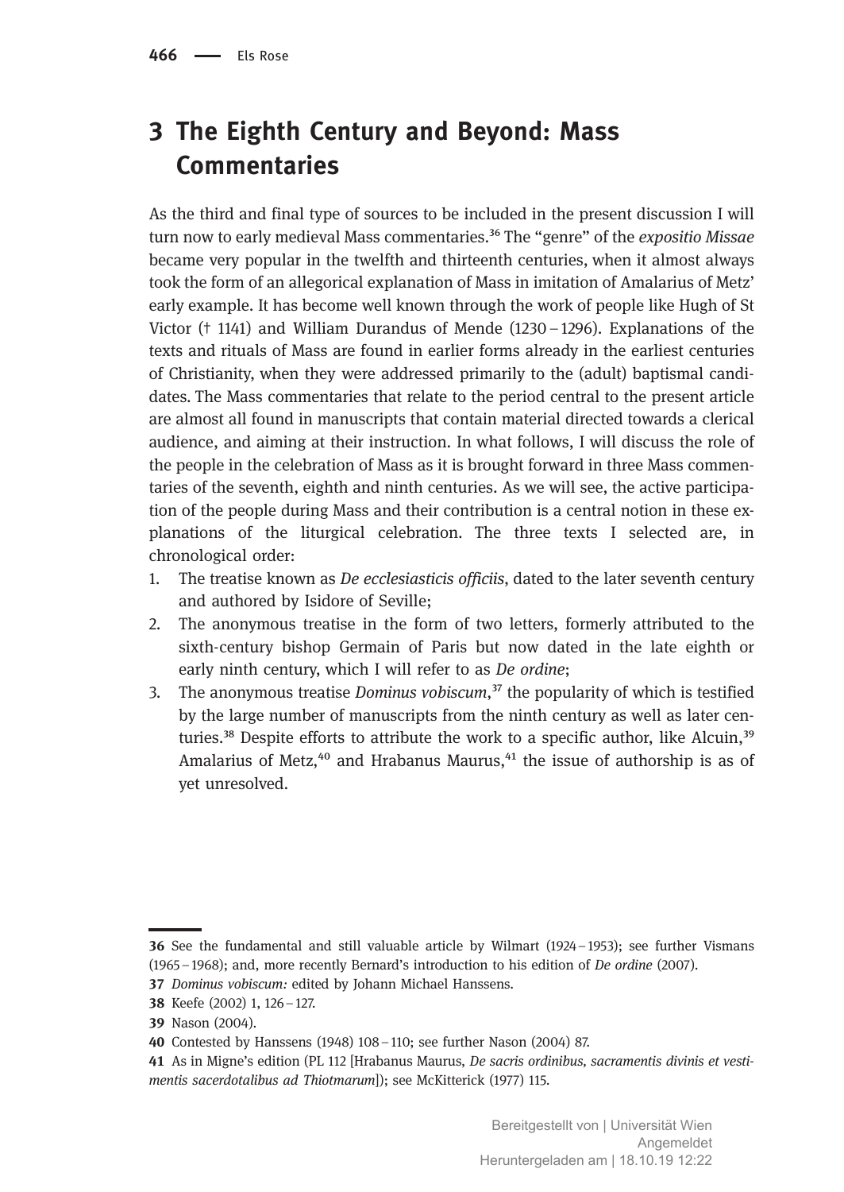## 3 The Eighth Century and Beyond: Mass Commentaries

As the third and final type of sources to be included in the present discussion I will turn now to early medieval Mass commentaries.[36] The "genre" of the *expositio Missae* became very popular in the twelfth and thirteenth centuries, when it almost always took the form of an allegorical explanation of Mass in imitation of Amalarius of Metz' early example. It has become well known through the work of people like Hugh of St Victor († 1141) and William Durandus of Mende (1230 – 1296). Explanations of the texts and rituals of Mass are found in earlier forms already in the earliest centuries of Christianity, when they were addressed primarily to the (adult) baptismal candidates. The Mass commentaries that relate to the period central to the present article are almost all found in manuscripts that contain material directed towards a clerical audience, and aiming at their instruction. In what follows, I will discuss the role of the people in the celebration of Mass as it is brought forward in three Mass commentaries of the seventh, eighth and ninth centuries. As we will see, the active participation of the people during Mass and their contribution is a central notion in these explanations of the liturgical celebration. The three texts I selected are, in chronological order:

1. The treatise known as *De ecclesiasticis officiis*, dated to the later seventh century and authored by Isidore of Seville;
2. The anonymous treatise in the form of two letters, formerly attributed to the sixth-century bishop Germain of Paris but now dated in the late eighth or early ninth century, which I will refer to as *De ordine*;
3. The anonymous treatise *Dominus vobiscum*,[37] the popularity of which is testified by the large number of manuscripts from the ninth century as well as later centuries.[38] Despite efforts to attribute the work to a specific author, like Alcuin,[39] Amalarius of Metz,[40] and Hrabanus Maurus,[41] the issue of authorship is as of yet unresolved.

---

36 See the fundamental and still valuable article by Wilmart (1924 – 1953); see further Vismans (1965 – 1968); and, more recently Bernard's introduction to his edition of *De ordine* (2007).

37 *Dominus vobiscum:* edited by Johann Michael Hanssens.

38 Keefe (2002) 1, 126 – 127.

39 Nason (2004).

40 Contested by Hanssens (1948) 108 – 110; see further Nason (2004) 87.

41 As in Migne's edition (PL 112 [Hrabanus Maurus, *De sacris ordinibus, sacramentis divinis et vestimentis sacerdotalibus ad Thiotmarum*]); see McKitterick (1977) 115.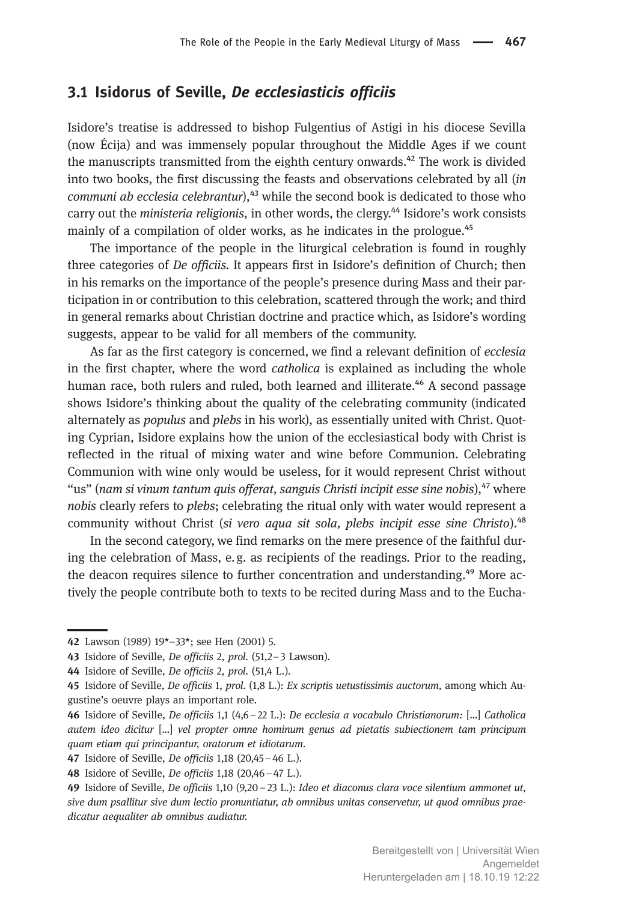## 3.1 Isidorus of Seville, *De ecclesiasticis officiis*

Isidore's treatise is addressed to bishop Fulgentius of Astigi in his diocese Sevilla (now Écija) and was immensely popular throughout the Middle Ages if we count the manuscripts transmitted from the eighth century onwards.[42] The work is divided into two books, the first discussing the feasts and observations celebrated by all (*in communi ab ecclesia celebrantur*),[43] while the second book is dedicated to those who carry out the *ministeria religionis*, in other words, the clergy.[44] Isidore's work consists mainly of a compilation of older works, as he indicates in the prologue.[45]

The importance of the people in the liturgical celebration is found in roughly three categories of *De officiis*. It appears first in Isidore's definition of Church; then in his remarks on the importance of the people's presence during Mass and their participation in or contribution to this celebration, scattered through the work; and third in general remarks about Christian doctrine and practice which, as Isidore's wording suggests, appear to be valid for all members of the community.

As far as the first category is concerned, we find a relevant definition of *ecclesia* in the first chapter, where the word *catholica* is explained as including the whole human race, both rulers and ruled, both learned and illiterate.[46] A second passage shows Isidore's thinking about the quality of the celebrating community (indicated alternately as *populus* and *plebs* in his work), as essentially united with Christ. Quoting Cyprian, Isidore explains how the union of the ecclesiastical body with Christ is reflected in the ritual of mixing water and wine before Communion. Celebrating Communion with wine only would be useless, for it would represent Christ without "us" (*nam si vinum tantum quis offerat, sanguis Christi incipit esse sine nobis*),[47] where *nobis* clearly refers to *plebs*; celebrating the ritual only with water would represent a community without Christ (*si vero aqua sit sola, plebs incipit esse sine Christo*).[48]

In the second category, we find remarks on the mere presence of the faithful during the celebration of Mass, e.g. as recipients of the readings. Prior to the reading, the deacon requires silence to further concentration and understanding.[49] More actively the people contribute both to texts to be recited during Mass and to the Eucha-

---

42 Lawson (1989) 19*–33*; see Hen (2001) 5.

43 Isidore of Seville, *De officiis* 2, *prol.* (51,2–3 Lawson).

44 Isidore of Seville, *De officiis* 2, *prol.* (51,4 L.).

45 Isidore of Seville, *De officiis* 1, *prol.* (1,8 L.): *Ex scriptis uetustissimis auctorum*, among which Augustine's oeuvre plays an important role.

46 Isidore of Seville, *De officiis* 1,1 (4,6–22 L.): *De ecclesia a vocabulo Christianorum:* [...] *Catholica autem ideo dicitur* [...] *vel propter omne hominum genus ad pietatis subiectionem tam principum quam etiam qui principantur, oratorum et idiotarum.*

47 Isidore of Seville, *De officiis* 1,18 (20,45–46 L.).

48 Isidore of Seville, *De officiis* 1,18 (20,46–47 L.).

49 Isidore of Seville, *De officiis* 1,10 (9,20–23 L.): *Ideo et diaconus clara voce silentium ammonet ut, sive dum psallitur sive dum lectio pronuntiatur, ab omnibus unitas conservetur, ut quod omnibus praedicatur aequaliter ab omnibus audiatur.*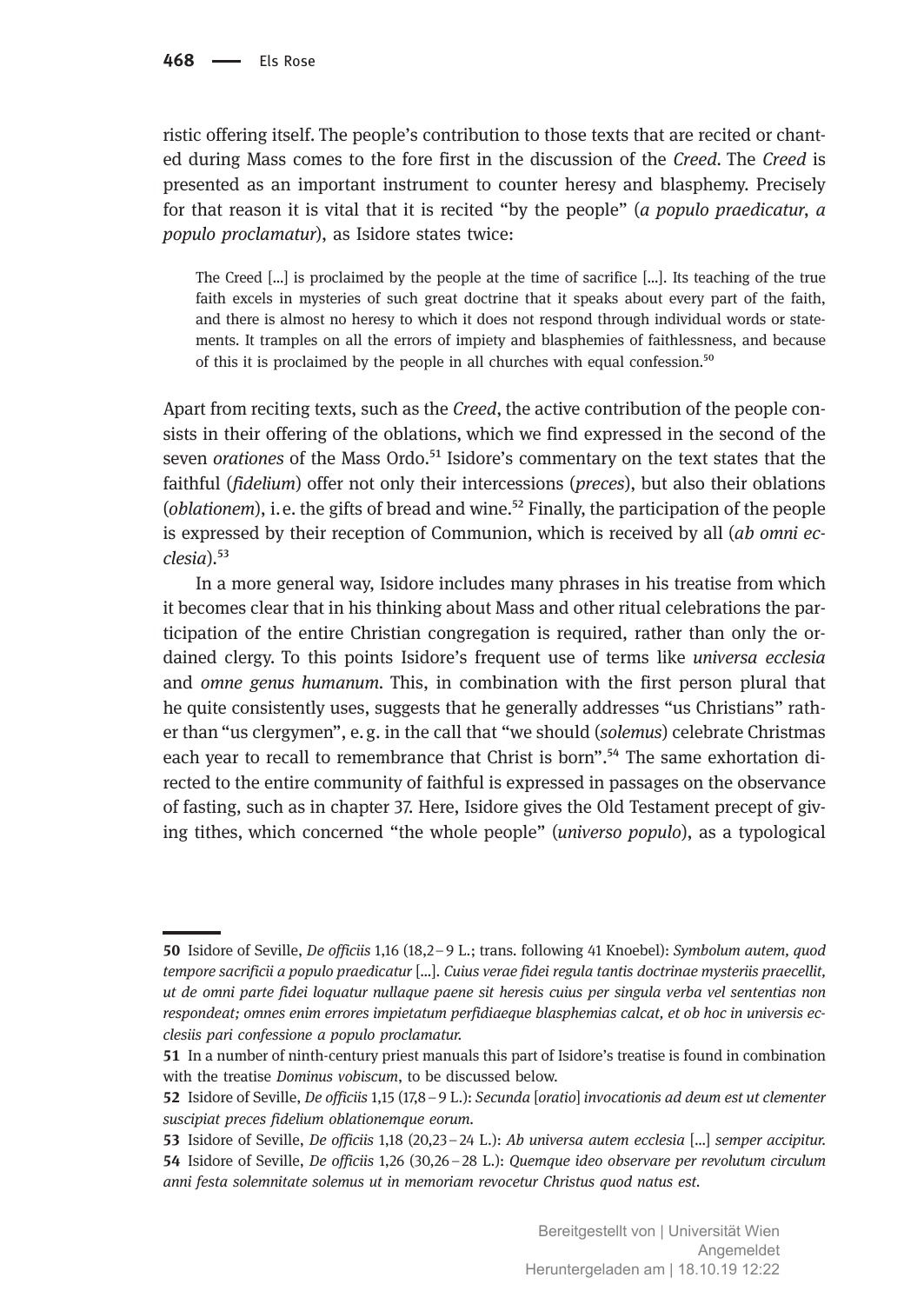ristic offering itself. The people's contribution to those texts that are recited or chanted during Mass comes to the fore first in the discussion of the *Creed*. The *Creed* is presented as an important instrument to counter heresy and blasphemy. Precisely for that reason it is vital that it is recited "by the people" (*a populo praedicatur*, *a populo proclamatur*), as Isidore states twice:

> The Creed [...] is proclaimed by the people at the time of sacrifice [...]. Its teaching of the true faith excels in mysteries of such great doctrine that it speaks about every part of the faith, and there is almost no heresy to which it does not respond through individual words or statements. It tramples on all the errors of impiety and blasphemies of faithlessness, and because of this it is proclaimed by the people in all churches with equal confession.[50]

Apart from reciting texts, such as the *Creed*, the active contribution of the people consists in their offering of the oblations, which we find expressed in the second of the seven *orationes* of the Mass Ordo.[51] Isidore's commentary on the text states that the faithful (*fidelium*) offer not only their intercessions (*preces*), but also their oblations (*oblationem*), i.e. the gifts of bread and wine.[52] Finally, the participation of the people is expressed by their reception of Communion, which is received by all (*ab omni ecclesia*).[53]

In a more general way, Isidore includes many phrases in his treatise from which it becomes clear that in his thinking about Mass and other ritual celebrations the participation of the entire Christian congregation is required, rather than only the ordained clergy. To this points Isidore's frequent use of terms like *universa ecclesia* and *omne genus humanum*. This, in combination with the first person plural that he quite consistently uses, suggests that he generally addresses "us Christians" rather than "us clergymen", e.g. in the call that "we should (*solemus*) celebrate Christmas each year to recall to remembrance that Christ is born".[54] The same exhortation directed to the entire community of faithful is expressed in passages on the observance of fasting, such as in chapter 37. Here, Isidore gives the Old Testament precept of giving tithes, which concerned "the whole people" (*universo populo*), as a typological

---

**50** Isidore of Seville, *De officiis* 1,16 (18,2–9 L.; trans. following 41 Knoebel): *Symbolum autem, quod tempore sacrificii a populo praedicatur* [...]. *Cuius verae fidei regula tantis doctrinae mysteriis praecellit, ut de omni parte fidei loquatur nullaque paene sit heresis cuius per singula verba vel sententias non respondeat; omnes enim errores impietatum perfidiaeque blasphemias calcat, et ob hoc in universis ecclesiis pari confessione a populo proclamatur.*

**51** In a number of ninth-century priest manuals this part of Isidore's treatise is found in combination with the treatise *Dominus vobiscum*, to be discussed below.

**52** Isidore of Seville, *De officiis* 1,15 (17,8–9 L.): *Secunda* [*oratio*] *invocationis ad deum est ut clementer suscipiat preces fidelium oblationemque eorum.*

**53** Isidore of Seville, *De officiis* 1,18 (20,23–24 L.): *Ab universa autem ecclesia* [...] *semper accipitur.*

**54** Isidore of Seville, *De officiis* 1,26 (30,26–28 L.): *Quemque ideo observare per revolutum circulum anni festa solemnitate solemus ut in memoriam revocetur Christus quod natus est.*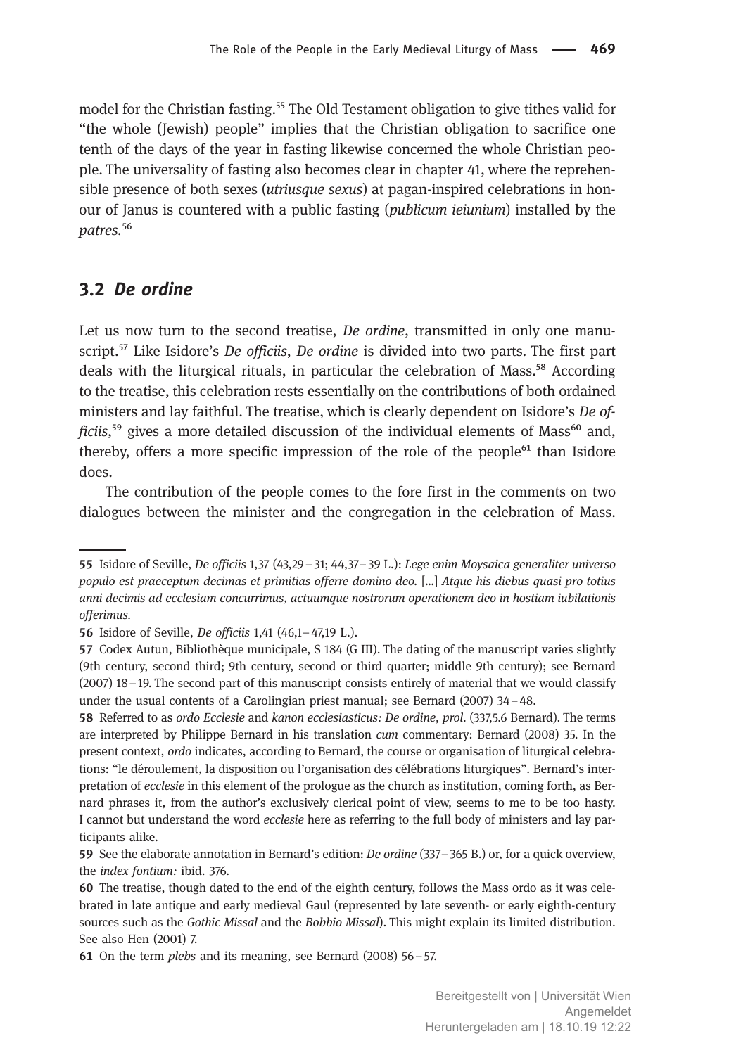model for the Christian fasting.[55] The Old Testament obligation to give tithes valid for "the whole (Jewish) people" implies that the Christian obligation to sacrifice one tenth of the days of the year in fasting likewise concerned the whole Christian people. The universality of fasting also becomes clear in chapter 41, where the reprehensible presence of both sexes (*utriusque sexus*) at pagan-inspired celebrations in honour of Janus is countered with a public fasting (*publicum ieiunium*) installed by the *patres*.[56]

## 3.2 *De ordine*

Let us now turn to the second treatise, *De ordine*, transmitted in only one manuscript.[57] Like Isidore's *De officiis*, *De ordine* is divided into two parts. The first part deals with the liturgical rituals, in particular the celebration of Mass.[58] According to the treatise, this celebration rests essentially on the contributions of both ordained ministers and lay faithful. The treatise, which is clearly dependent on Isidore's *De officiis*,[59] gives a more detailed discussion of the individual elements of Mass[60] and, thereby, offers a more specific impression of the role of the people[61] than Isidore does.

The contribution of the people comes to the fore first in the comments on two dialogues between the minister and the congregation in the celebration of Mass.

---

**55** Isidore of Seville, *De officiis* 1,37 (43,29 – 31; 44,37 – 39 L.): *Lege enim Moysaica generaliter universo populo est praeceptum decimas et primitias offerre domino deo.* [...] *Atque his diebus quasi pro totius anni decimis ad ecclesiam concurrimus, actuumque nostrorum operationem deo in hostiam iubilationis offerimus.*

**56** Isidore of Seville, *De officiis* 1,41 (46,1 – 47,19 L.).

**57** Codex Autun, Bibliothèque municipale, S 184 (G III). The dating of the manuscript varies slightly (9th century, second third; 9th century, second or third quarter; middle 9th century); see Bernard (2007) 18 – 19. The second part of this manuscript consists entirely of material that we would classify under the usual contents of a Carolingian priest manual; see Bernard (2007) 34 – 48.

**58** Referred to as *ordo Ecclesie* and *kanon ecclesiasticus: De ordine*, *prol.* (337,5.6 Bernard). The terms are interpreted by Philippe Bernard in his translation *cum* commentary: Bernard (2008) 35. In the present context, *ordo* indicates, according to Bernard, the course or organisation of liturgical celebrations: "le déroulement, la disposition ou l'organisation des célébrations liturgiques". Bernard's interpretation of *ecclesie* in this element of the prologue as the church as institution, coming forth, as Bernard phrases it, from the author's exclusively clerical point of view, seems to me to be too hasty. I cannot but understand the word *ecclesie* here as referring to the full body of ministers and lay participants alike.

**59** See the elaborate annotation in Bernard's edition: *De ordine* (337 – 365 B.) or, for a quick overview, the *index fontium:* ibid. 376.

**60** The treatise, though dated to the end of the eighth century, follows the Mass ordo as it was celebrated in late antique and early medieval Gaul (represented by late seventh- or early eighth-century sources such as the *Gothic Missal* and the *Bobbio Missal*). This might explain its limited distribution. See also Hen (2001) 7.

**61** On the term *plebs* and its meaning, see Bernard (2008) 56 – 57.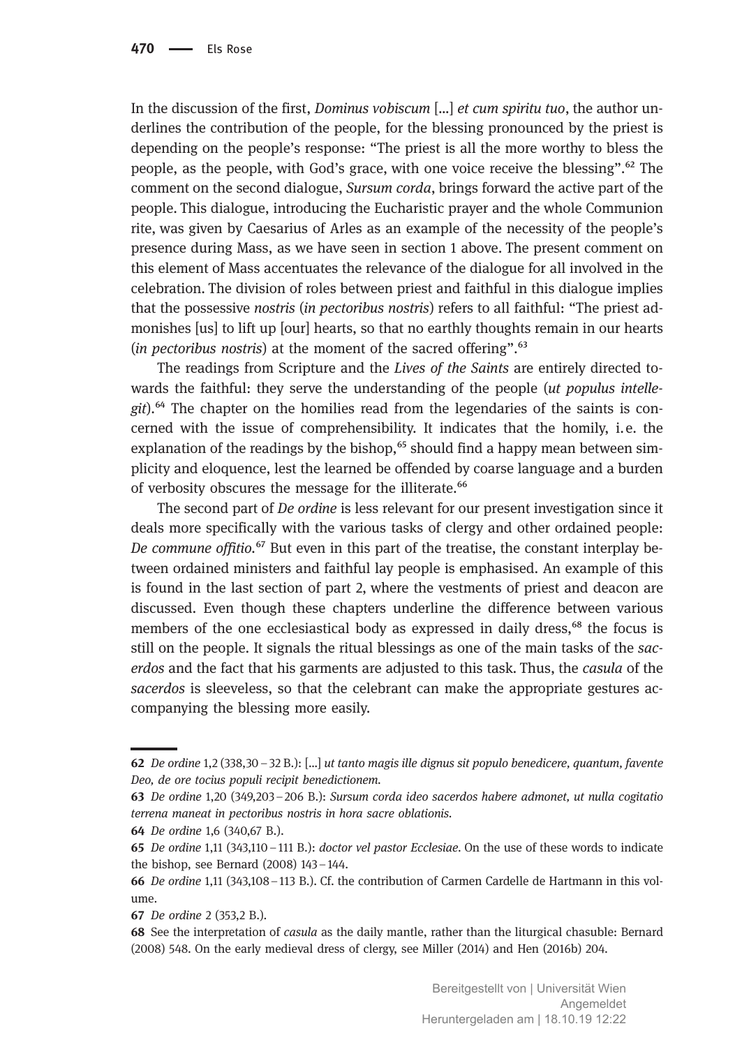In the discussion of the first, *Dominus vobiscum* [...] *et cum spiritu tuo*, the author underlines the contribution of the people, for the blessing pronounced by the priest is depending on the people's response: "The priest is all the more worthy to bless the people, as the people, with God's grace, with one voice receive the blessing".[62] The comment on the second dialogue, *Sursum corda*, brings forward the active part of the people. This dialogue, introducing the Eucharistic prayer and the whole Communion rite, was given by Caesarius of Arles as an example of the necessity of the people's presence during Mass, as we have seen in section 1 above. The present comment on this element of Mass accentuates the relevance of the dialogue for all involved in the celebration. The division of roles between priest and faithful in this dialogue implies that the possessive *nostris* (*in pectoribus nostris*) refers to all faithful: "The priest admonishes [us] to lift up [our] hearts, so that no earthly thoughts remain in our hearts (*in pectoribus nostris*) at the moment of the sacred offering".[63]

The readings from Scripture and the *Lives of the Saints* are entirely directed towards the faithful: they serve the understanding of the people (*ut populus intellegit*).[64] The chapter on the homilies read from the legendaries of the saints is concerned with the issue of comprehensibility. It indicates that the homily, i.e. the explanation of the readings by the bishop,[65] should find a happy mean between simplicity and eloquence, lest the learned be offended by coarse language and a burden of verbosity obscures the message for the illiterate.[66]

The second part of *De ordine* is less relevant for our present investigation since it deals more specifically with the various tasks of clergy and other ordained people: *De commune offitio*.[67] But even in this part of the treatise, the constant interplay between ordained ministers and faithful lay people is emphasised. An example of this is found in the last section of part 2, where the vestments of priest and deacon are discussed. Even though these chapters underline the difference between various members of the one ecclesiastical body as expressed in daily dress,[68] the focus is still on the people. It signals the ritual blessings as one of the main tasks of the *sacerdos* and the fact that his garments are adjusted to this task. Thus, the *casula* of the *sacerdos* is sleeveless, so that the celebrant can make the appropriate gestures accompanying the blessing more easily.

---

62 *De ordine* 1,2 (338,30 – 32 B.): [...] *ut tanto magis ille dignus sit populo benedicere, quantum, favente Deo, de ore tocius populi recipit benedictionem.*

63 *De ordine* 1,20 (349,203 – 206 B.): *Sursum corda ideo sacerdos habere admonet, ut nulla cogitatio terrena maneat in pectoribus nostris in hora sacre oblationis.*

64 *De ordine* 1,6 (340,67 B.).

65 *De ordine* 1,11 (343,110 – 111 B.): *doctor vel pastor Ecclesiae*. On the use of these words to indicate the bishop, see Bernard (2008) 143 – 144.

66 *De ordine* 1,11 (343,108 – 113 B.). Cf. the contribution of Carmen Cardelle de Hartmann in this volume.

67 *De ordine* 2 (353,2 B.).

68 See the interpretation of *casula* as the daily mantle, rather than the liturgical chasuble: Bernard (2008) 548. On the early medieval dress of clergy, see Miller (2014) and Hen (2016b) 204.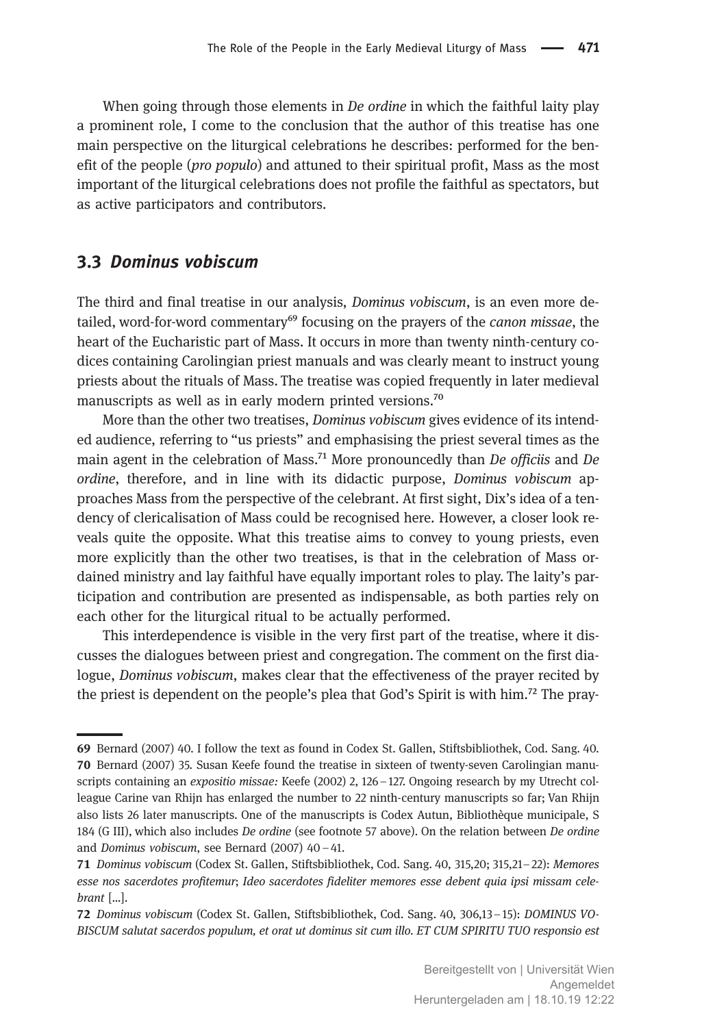When going through those elements in *De ordine* in which the faithful laity play a prominent role, I come to the conclusion that the author of this treatise has one main perspective on the liturgical celebrations he describes: performed for the benefit of the people (*pro populo*) and attuned to their spiritual profit, Mass as the most important of the liturgical celebrations does not profile the faithful as spectators, but as active participators and contributors.

## 3.3 *Dominus vobiscum*

The third and final treatise in our analysis, *Dominus vobiscum*, is an even more detailed, word-for-word commentary[69] focusing on the prayers of the *canon missae*, the heart of the Eucharistic part of Mass. It occurs in more than twenty ninth-century codices containing Carolingian priest manuals and was clearly meant to instruct young priests about the rituals of Mass. The treatise was copied frequently in later medieval manuscripts as well as in early modern printed versions.[70]

More than the other two treatises, *Dominus vobiscum* gives evidence of its intended audience, referring to "us priests" and emphasising the priest several times as the main agent in the celebration of Mass.[71] More pronouncedly than *De officiis* and *De ordine*, therefore, and in line with its didactic purpose, *Dominus vobiscum* approaches Mass from the perspective of the celebrant. At first sight, Dix's idea of a tendency of clericalisation of Mass could be recognised here. However, a closer look reveals quite the opposite. What this treatise aims to convey to young priests, even more explicitly than the other two treatises, is that in the celebration of Mass ordained ministry and lay faithful have equally important roles to play. The laity's participation and contribution are presented as indispensable, as both parties rely on each other for the liturgical ritual to be actually performed.

This interdependence is visible in the very first part of the treatise, where it discusses the dialogues between priest and congregation. The comment on the first dialogue, *Dominus vobiscum*, makes clear that the effectiveness of the prayer recited by the priest is dependent on the people's plea that God's Spirit is with him.[72] The pray-

---

69 Bernard (2007) 40. I follow the text as found in Codex St. Gallen, Stiftsbibliothek, Cod. Sang. 40.

70 Bernard (2007) 35. Susan Keefe found the treatise in sixteen of twenty-seven Carolingian manuscripts containing an *expositio missae:* Keefe (2002) 2, 126 – 127. Ongoing research by my Utrecht colleague Carine van Rhijn has enlarged the number to 22 ninth-century manuscripts so far; Van Rhijn also lists 26 later manuscripts. One of the manuscripts is Codex Autun, Bibliothèque municipale, S 184 (G III), which also includes *De ordine* (see footnote 57 above). On the relation between *De ordine* and *Dominus vobiscum*, see Bernard (2007) 40 – 41.

71 *Dominus vobiscum* (Codex St. Gallen, Stiftsbibliothek, Cod. Sang. 40, 315,20; 315,21 – 22): *Memores esse nos sacerdotes profitemur*; *Ideo sacerdotes fideliter memores esse debent quia ipsi missam celebrant* [...].

72 *Dominus vobiscum* (Codex St. Gallen, Stiftsbibliothek, Cod. Sang. 40, 306,13 – 15): *DOMINUS VOBISCUM salutat sacerdos populum, et orat ut dominus sit cum illo. ET CUM SPIRITU TUO responsio est*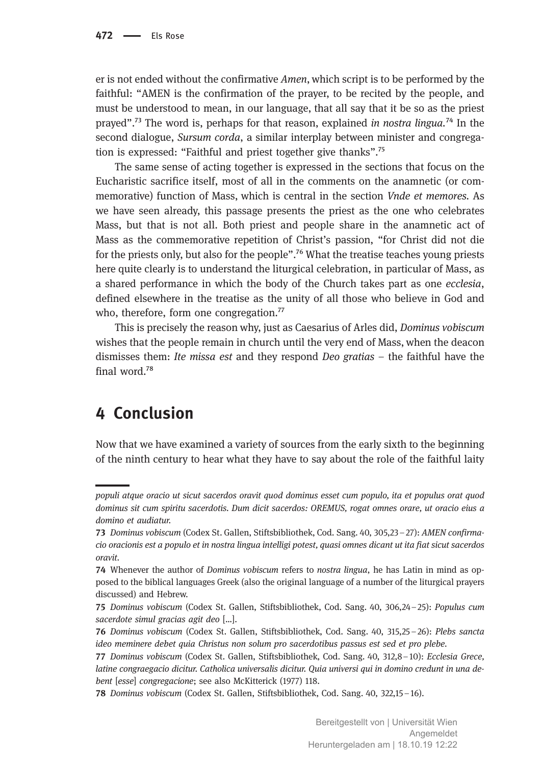er is not ended without the confirmative *Amen*, which script is to be performed by the faithful: "AMEN is the confirmation of the prayer, to be recited by the people, and must be understood to mean, in our language, that all say that it be so as the priest prayed".[73] The word is, perhaps for that reason, explained *in nostra lingua*.[74] In the second dialogue, *Sursum corda*, a similar interplay between minister and congregation is expressed: "Faithful and priest together give thanks".[75]

The same sense of acting together is expressed in the sections that focus on the Eucharistic sacrifice itself, most of all in the comments on the anamnetic (or commemorative) function of Mass, which is central in the section *Vnde et memores*. As we have seen already, this passage presents the priest as the one who celebrates Mass, but that is not all. Both priest and people share in the anamnetic act of Mass as the commemorative repetition of Christ's passion, "for Christ did not die for the priests only, but also for the people".[76] What the treatise teaches young priests here quite clearly is to understand the liturgical celebration, in particular of Mass, as a shared performance in which the body of the Church takes part as one *ecclesia*, defined elsewhere in the treatise as the unity of all those who believe in God and who, therefore, form one congregation.[77]

This is precisely the reason why, just as Caesarius of Arles did, *Dominus vobiscum* wishes that the people remain in church until the very end of Mass, when the deacon dismisses them: *Ite missa est* and they respond *Deo gratias* – the faithful have the final word.[78]

## 4 Conclusion

Now that we have examined a variety of sources from the early sixth to the beginning of the ninth century to hear what they have to say about the role of the faithful laity

---

*populi atque oracio ut sicut sacerdos oravit quod dominus esset cum populo, ita et populus orat quod dominus sit cum spiritu sacerdotis. Dum dicit sacerdos: OREMUS, rogat omnes orare, ut oracio eius a domino et audiatur.*

**73** *Dominus vobiscum* (Codex St. Gallen, Stiftsbibliothek, Cod. Sang. 40, 305,23 – 27): *AMEN confirmacio oracionis est a populo et in nostra lingua intelligi potest, quasi omnes dicant ut ita fiat sicut sacerdos oravit.*

**74** Whenever the author of *Dominus vobiscum* refers to *nostra lingua*, he has Latin in mind as opposed to the biblical languages Greek (also the original language of a number of the liturgical prayers discussed) and Hebrew.

**75** *Dominus vobiscum* (Codex St. Gallen, Stiftsbibliothek, Cod. Sang. 40, 306,24 – 25): *Populus cum sacerdote simul gracias agit deo* […].

**76** *Dominus vobiscum* (Codex St. Gallen, Stiftsbibliothek, Cod. Sang. 40, 315,25 – 26): *Plebs sancta ideo meminere debet quia Christus non solum pro sacerdotibus passus est sed et pro plebe.*

**77** *Dominus vobiscum* (Codex St. Gallen, Stiftsbibliothek, Cod. Sang. 40, 312,8 – 10): *Ecclesia Grece, latine congraegacio dicitur. Catholica universalis dicitur. Quia universi qui in domino credunt in una debent* [*esse*] *congregacione*; see also McKitterick (1977) 118.

**78** *Dominus vobiscum* (Codex St. Gallen, Stiftsbibliothek, Cod. Sang. 40, 322,15 – 16).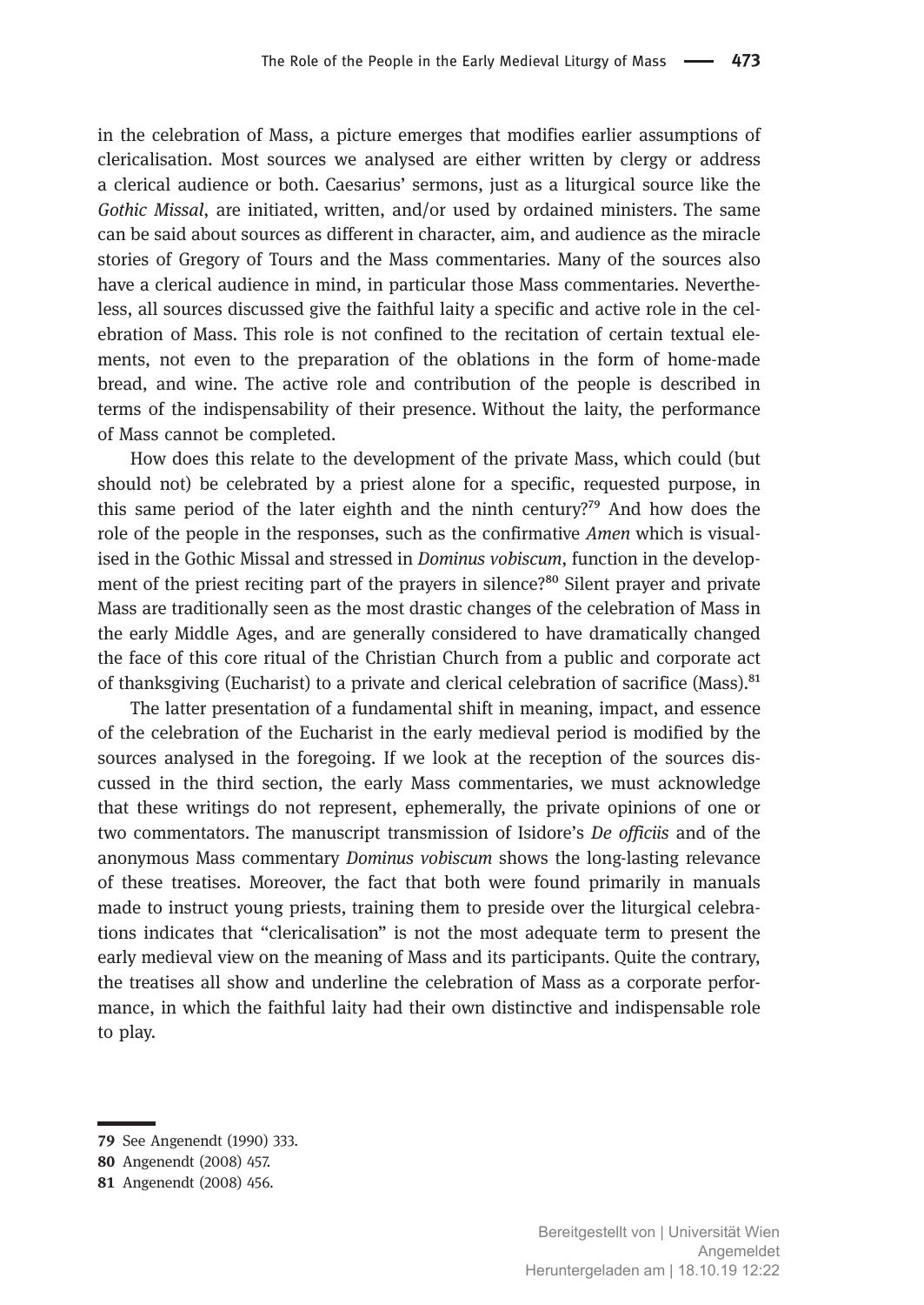in the celebration of Mass, a picture emerges that modifies earlier assumptions of clericalisation. Most sources we analysed are either written by clergy or address a clerical audience or both. Caesarius' sermons, just as a liturgical source like the *Gothic Missal*, are initiated, written, and/or used by ordained ministers. The same can be said about sources as different in character, aim, and audience as the miracle stories of Gregory of Tours and the Mass commentaries. Many of the sources also have a clerical audience in mind, in particular those Mass commentaries. Nevertheless, all sources discussed give the faithful laity a specific and active role in the celebration of Mass. This role is not confined to the recitation of certain textual elements, not even to the preparation of the oblations in the form of home-made bread, and wine. The active role and contribution of the people is described in terms of the indispensability of their presence. Without the laity, the performance of Mass cannot be completed.

How does this relate to the development of the private Mass, which could (but should not) be celebrated by a priest alone for a specific, requested purpose, in this same period of the later eighth and the ninth century?[79] And how does the role of the people in the responses, such as the confirmative *Amen* which is visualised in the Gothic Missal and stressed in *Dominus vobiscum*, function in the development of the priest reciting part of the prayers in silence?[80] Silent prayer and private Mass are traditionally seen as the most drastic changes of the celebration of Mass in the early Middle Ages, and are generally considered to have dramatically changed the face of this core ritual of the Christian Church from a public and corporate act of thanksgiving (Eucharist) to a private and clerical celebration of sacrifice (Mass).[81]

The latter presentation of a fundamental shift in meaning, impact, and essence of the celebration of the Eucharist in the early medieval period is modified by the sources analysed in the foregoing. If we look at the reception of the sources discussed in the third section, the early Mass commentaries, we must acknowledge that these writings do not represent, ephemerally, the private opinions of one or two commentators. The manuscript transmission of Isidore's *De officiis* and of the anonymous Mass commentary *Dominus vobiscum* shows the long-lasting relevance of these treatises. Moreover, the fact that both were found primarily in manuals made to instruct young priests, training them to preside over the liturgical celebrations indicates that "clericalisation" is not the most adequate term to present the early medieval view on the meaning of Mass and its participants. Quite the contrary, the treatises all show and underline the celebration of Mass as a corporate performance, in which the faithful laity had their own distinctive and indispensable role to play.

---

**79** See Angenendt (1990) 333.

**80** Angenendt (2008) 457.

**81** Angenendt (2008) 456.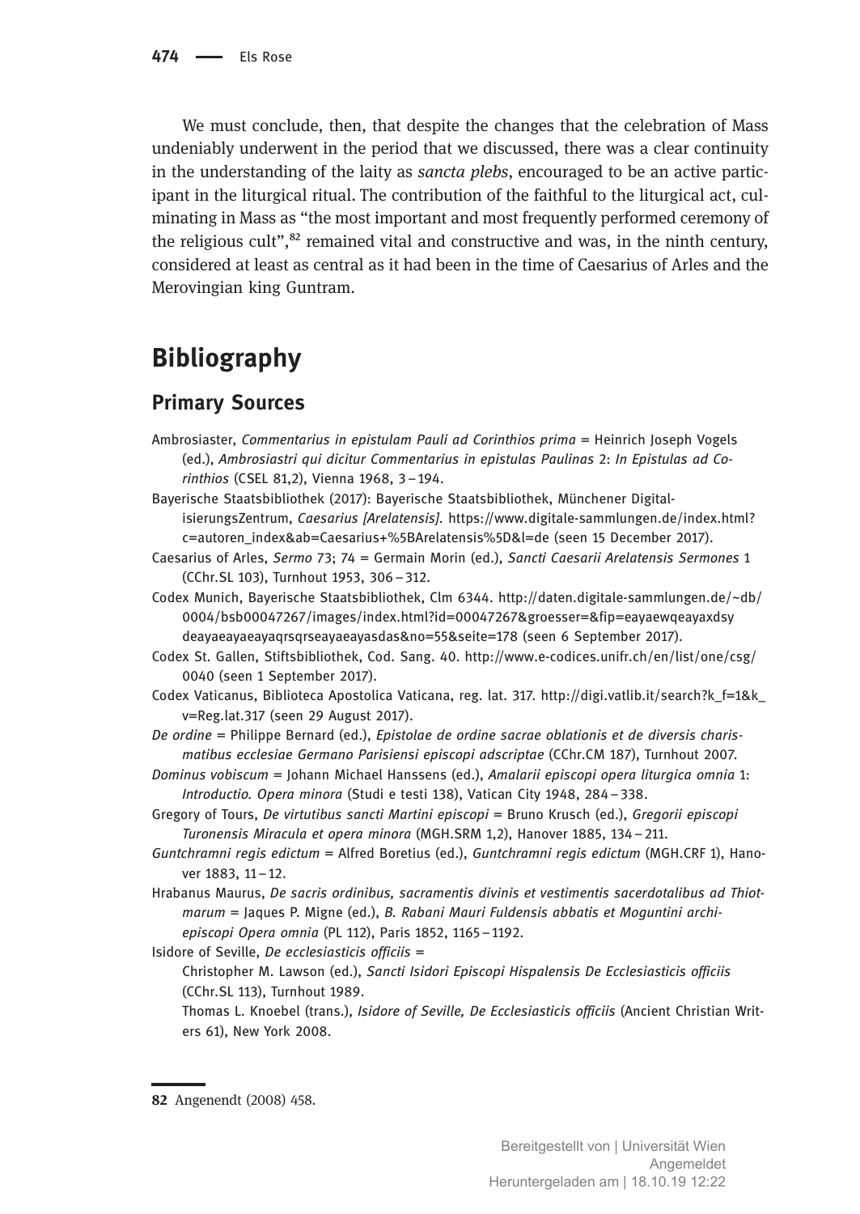We must conclude, then, that despite the changes that the celebration of Mass undeniably underwent in the period that we discussed, there was a clear continuity in the understanding of the laity as *sancta plebs*, encouraged to be an active participant in the liturgical ritual. The contribution of the faithful to the liturgical act, culminating in Mass as "the most important and most frequently performed ceremony of the religious cult",[82] remained vital and constructive and was, in the ninth century, considered at least as central as it had been in the time of Caesarius of Arles and the Merovingian king Guntram.

# Bibliography

## Primary Sources

Ambrosiaster, *Commentarius in epistulam Pauli ad Corinthios prima* = Heinrich Joseph Vogels (ed.), *Ambrosiastri qui dicitur Commentarius in epistulas Paulinas* 2: *In Epistulas ad Corinthios* (CSEL 81,2), Vienna 1968, 3 – 194.

Bayerische Staatsbibliothek (2017): Bayerische Staatsbibliothek, Münchener DigitalisierungsZentrum, *Caesarius [Arelatensis]*. https://www.digitale-sammlungen.de/index.html?c=autoren_index&ab=Caesarius+%5BArelatensis%5D&l=de (seen 15 December 2017).

Caesarius of Arles, *Sermo* 73; 74 = Germain Morin (ed.), *Sancti Caesarii Arelatensis Sermones* 1 (CChr.SL 103), Turnhout 1953, 306 – 312.

Codex Munich, Bayerische Staatsbibliothek, Clm 6344. http://daten.digitale-sammlungen.de/~db/0004/bsb00047267/images/index.html?id=00047267&groesser=&fip=eayaewqeayaxdsydeayaeayaeayaqrsqrseayaeayasdas&no=55&seite=178 (seen 6 September 2017).

Codex St. Gallen, Stiftsbibliothek, Cod. Sang. 40. http://www.e-codices.unifr.ch/en/list/one/csg/0040 (seen 1 September 2017).

Codex Vaticanus, Biblioteca Apostolica Vaticana, reg. lat. 317. http://digi.vatlib.it/search?k_f=1&k_v=Reg.lat.317 (seen 29 August 2017).

*De ordine* = Philippe Bernard (ed.), *Epistolae de ordine sacrae oblationis et de diversis charismatibus ecclesiae Germano Parisiensi episcopi adscriptae* (CChr.CM 187), Turnhout 2007.

*Dominus vobiscum* = Johann Michael Hanssens (ed.), *Amalarii episcopi opera liturgica omnia* 1: *Introductio. Opera minora* (Studi e testi 138), Vatican City 1948, 284 – 338.

Gregory of Tours, *De virtutibus sancti Martini episcopi* = Bruno Krusch (ed.), *Gregorii episcopi Turonensis Miracula et opera minora* (MGH.SRM 1,2), Hanover 1885, 134 – 211.

*Guntchramni regis edictum* = Alfred Boretius (ed.), *Guntchramni regis edictum* (MGH.CRF 1), Hanover 1883, 11 – 12.

Hrabanus Maurus, *De sacris ordinibus, sacramentis divinis et vestimentis sacerdotalibus ad Thiotmarum* = Jaques P. Migne (ed.), *B. Rabani Mauri Fuldensis abbatis et Moguntini archiepiscopi Opera omnia* (PL 112), Paris 1852, 1165 – 1192.

Isidore of Seville, *De ecclesiasticis officiis* =
Christopher M. Lawson (ed.), *Sancti Isidori Episcopi Hispalensis De Ecclesiasticis officiis* (CChr.SL 113), Turnhout 1989.
Thomas L. Knoebel (trans.), *Isidore of Seville, De Ecclesiasticis officiis* (Ancient Christian Writers 61), New York 2008.

82 Angenendt (2008) 458.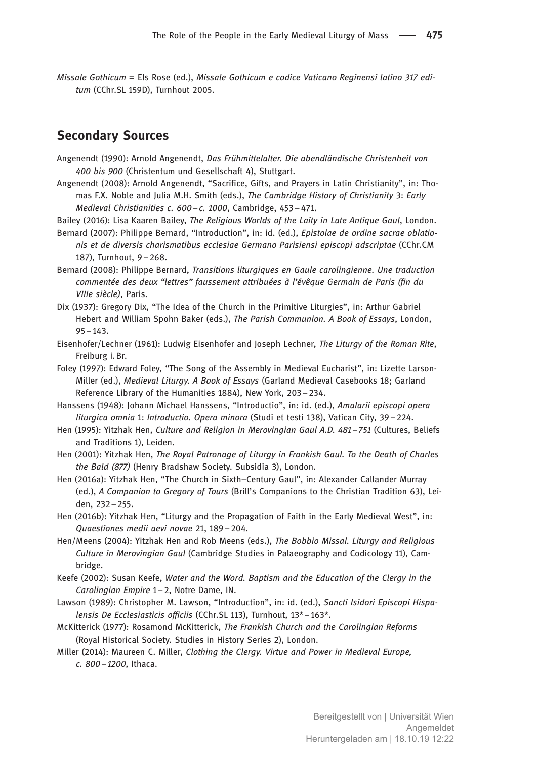*Missale Gothicum* = Els Rose (ed.), *Missale Gothicum e codice Vaticano Reginensi latino 317 editum* (CChr.SL 159D), Turnhout 2005.

## Secondary Sources

Angenendt (1990): Arnold Angenendt, *Das Frühmittelalter. Die abendländische Christenheit von 400 bis 900* (Christentum und Gesellschaft 4), Stuttgart.

Angenendt (2008): Arnold Angenendt, "Sacrifice, Gifts, and Prayers in Latin Christianity", in: Thomas F.X. Noble and Julia M.H. Smith (eds.), *The Cambridge History of Christianity* 3: *Early Medieval Christianities c. 600 – c. 1000*, Cambridge, 453 – 471.

Bailey (2016): Lisa Kaaren Bailey, *The Religious Worlds of the Laity in Late Antique Gaul*, London.

Bernard (2007): Philippe Bernard, "Introduction", in: id. (ed.), *Epistolae de ordine sacrae oblationis et de diversis charismatibus ecclesiae Germano Parisiensi episcopi adscriptae* (CChr.CM 187), Turnhout, 9 – 268.

Bernard (2008): Philippe Bernard, *Transitions liturgiques en Gaule carolingienne. Une traduction commentée des deux "lettres" faussement attribuées à l'évêque Germain de Paris (fin du VIIIe siècle)*, Paris.

Dix (1937): Gregory Dix, "The Idea of the Church in the Primitive Liturgies", in: Arthur Gabriel Hebert and William Spohn Baker (eds.), *The Parish Communion. A Book of Essays*, London, 95 – 143.

Eisenhofer/Lechner (1961): Ludwig Eisenhofer and Joseph Lechner, *The Liturgy of the Roman Rite*, Freiburg i. Br.

Foley (1997): Edward Foley, "The Song of the Assembly in Medieval Eucharist", in: Lizette Larson-Miller (ed.), *Medieval Liturgy. A Book of Essays* (Garland Medieval Casebooks 18; Garland Reference Library of the Humanities 1884), New York, 203 – 234.

Hanssens (1948): Johann Michael Hanssens, "Introductio", in: id. (ed.), *Amalarii episcopi opera liturgica omnia* 1: *Introductio. Opera minora* (Studi et testi 138), Vatican City, 39 – 224.

Hen (1995): Yitzhak Hen, *Culture and Religion in Merovingian Gaul A.D. 481 – 751* (Cultures, Beliefs and Traditions 1), Leiden.

Hen (2001): Yitzhak Hen, *The Royal Patronage of Liturgy in Frankish Gaul. To the Death of Charles the Bald (877)* (Henry Bradshaw Society. Subsidia 3), London.

Hen (2016a): Yitzhak Hen, "The Church in Sixth–Century Gaul", in: Alexander Callander Murray (ed.), *A Companion to Gregory of Tours* (Brill's Companions to the Christian Tradition 63), Leiden, 232 – 255.

Hen (2016b): Yitzhak Hen, "Liturgy and the Propagation of Faith in the Early Medieval West", in: *Quaestiones medii aevi novae* 21, 189 – 204.

Hen/Meens (2004): Yitzhak Hen and Rob Meens (eds.), *The Bobbio Missal. Liturgy and Religious Culture in Merovingian Gaul* (Cambridge Studies in Palaeography and Codicology 11), Cambridge.

Keefe (2002): Susan Keefe, *Water and the Word. Baptism and the Education of the Clergy in the Carolingian Empire* 1 – 2, Notre Dame, IN.

Lawson (1989): Christopher M. Lawson, "Introduction", in: id. (ed.), *Sancti Isidori Episcopi Hispalensis De Ecclesiasticis officiis* (CChr.SL 113), Turnhout, 13* – 163*.

McKitterick (1977): Rosamond McKitterick, *The Frankish Church and the Carolingian Reforms* (Royal Historical Society. Studies in History Series 2), London.

Miller (2014): Maureen C. Miller, *Clothing the Clergy. Virtue and Power in Medieval Europe, c. 800 – 1200*, Ithaca.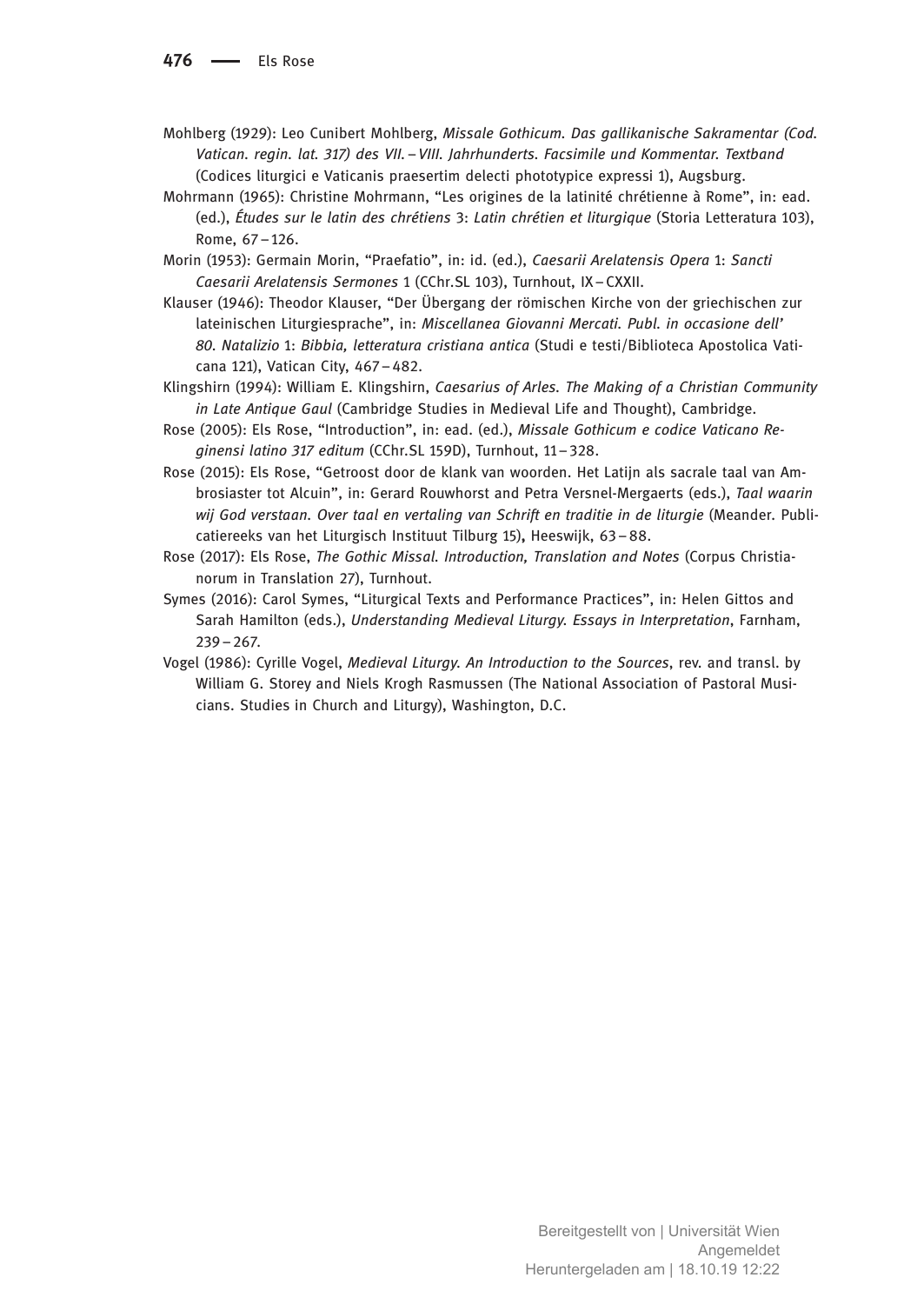Mohlberg (1929): Leo Cunibert Mohlberg, *Missale Gothicum. Das gallikanische Sakramentar (Cod. Vatican. regin. lat. 317) des VII. – VIII. Jahrhunderts. Facsimile und Kommentar. Textband* (Codices liturgici e Vaticanis praesertim delecti phototypice expressi 1), Augsburg.

Mohrmann (1965): Christine Mohrmann, "Les origines de la latinité chrétienne à Rome", in: ead. (ed.), *Études sur le latin des chrétiens* 3: *Latin chrétien et liturgique* (Storia Letteratura 103), Rome, 67 – 126.

Morin (1953): Germain Morin, "Praefatio", in: id. (ed.), *Caesarii Arelatensis Opera* 1: *Sancti Caesarii Arelatensis Sermones* 1 (CChr.SL 103), Turnhout, IX – CXXII.

Klauser (1946): Theodor Klauser, "Der Übergang der römischen Kirche von der griechischen zur lateinischen Liturgiesprache", in: *Miscellanea Giovanni Mercati. Publ. in occasione dell' 80. Natalizio* 1: *Bibbia, letteratura cristiana antica* (Studi e testi/Biblioteca Apostolica Vaticana 121), Vatican City, 467 – 482.

Klingshirn (1994): William E. Klingshirn, *Caesarius of Arles. The Making of a Christian Community in Late Antique Gaul* (Cambridge Studies in Medieval Life and Thought), Cambridge.

Rose (2005): Els Rose, "Introduction", in: ead. (ed.), *Missale Gothicum e codice Vaticano Reginensi latino 317 editum* (CChr.SL 159D), Turnhout, 11 – 328.

Rose (2015): Els Rose, "Getroost door de klank van woorden. Het Latijn als sacrale taal van Ambrosiaster tot Alcuin", in: Gerard Rouwhorst and Petra Versnel-Mergaerts (eds.), *Taal waarin wij God verstaan. Over taal en vertaling van Schrift en traditie in de liturgie* (Meander. Publicatiereeks van het Liturgisch Instituut Tilburg 15), Heeswijk, 63 – 88.

Rose (2017): Els Rose, *The Gothic Missal. Introduction, Translation and Notes* (Corpus Christianorum in Translation 27), Turnhout.

Symes (2016): Carol Symes, "Liturgical Texts and Performance Practices", in: Helen Gittos and Sarah Hamilton (eds.), *Understanding Medieval Liturgy. Essays in Interpretation*, Farnham, 239 – 267.

Vogel (1986): Cyrille Vogel, *Medieval Liturgy. An Introduction to the Sources*, rev. and transl. by William G. Storey and Niels Krogh Rasmussen (The National Association of Pastoral Musicians. Studies in Church and Liturgy), Washington, D.C.